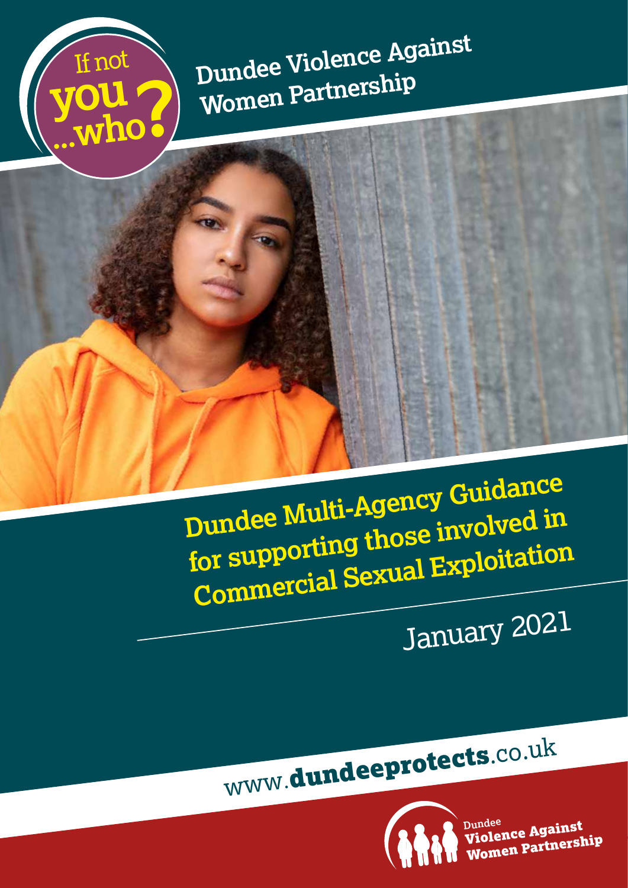If not you ...who?

Dundee Violence Against Women Partnership

# Dundee Multi-Agency Guidance for supporting those involved in Commercial Sexual Exploitation

January 2021

www.dundeeprotects.co.uk

Dundee Violence Against Women Partnership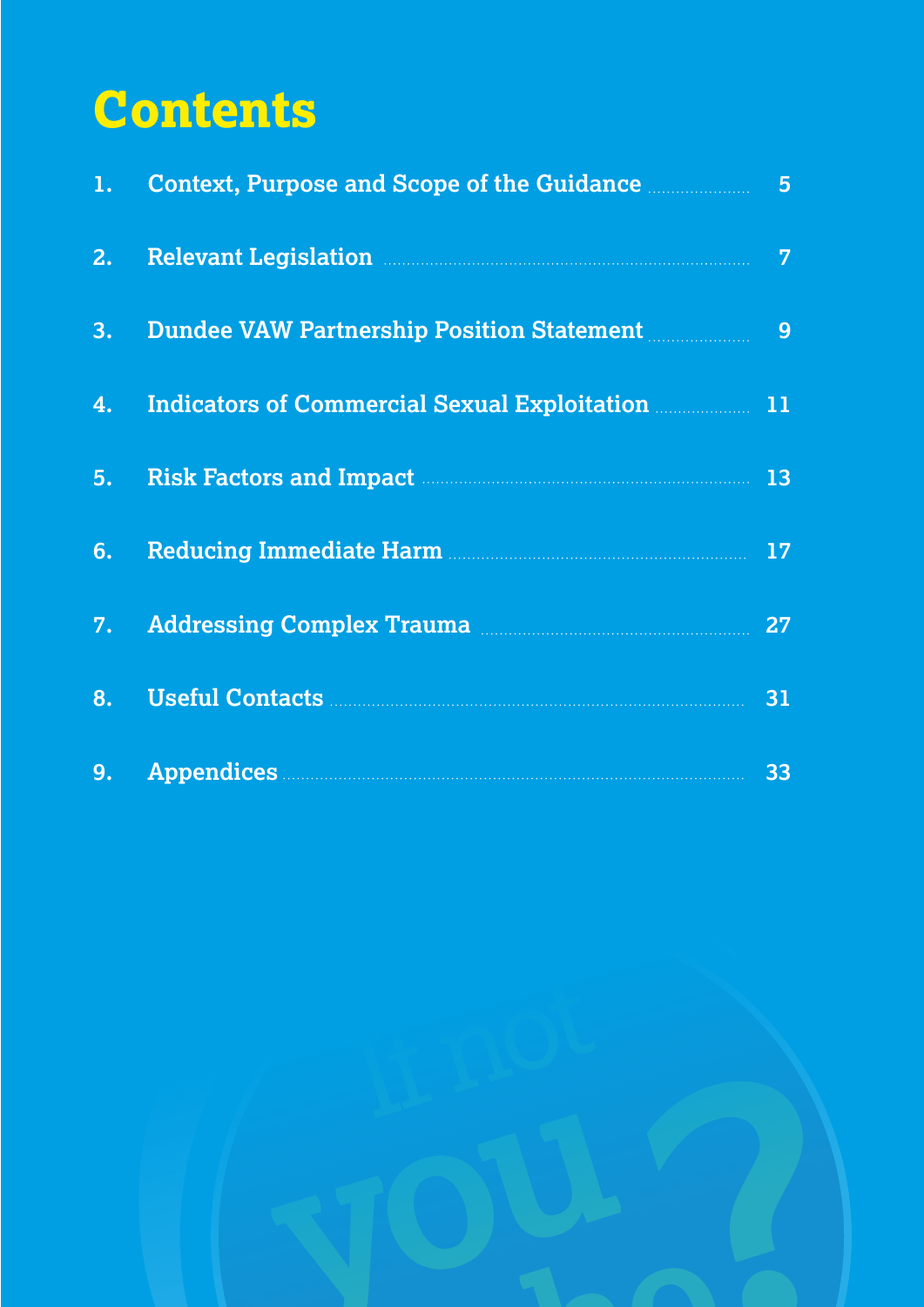# Contents

1. Context, Purpose and Scope of the Guidance ..... 5
2. Relevant Legislation ..... 7
3. Dundee VAW Partnership Position Statement ..... 9
4. Indicators of Commercial Sexual Exploitation ..... 11
5. Risk Factors and Impact ..... 13
6. Reducing Immediate Harm ..... 17
7. Addressing Complex Trauma ..... 27
8. Useful Contacts ..... 31
9. Appendices ..... 33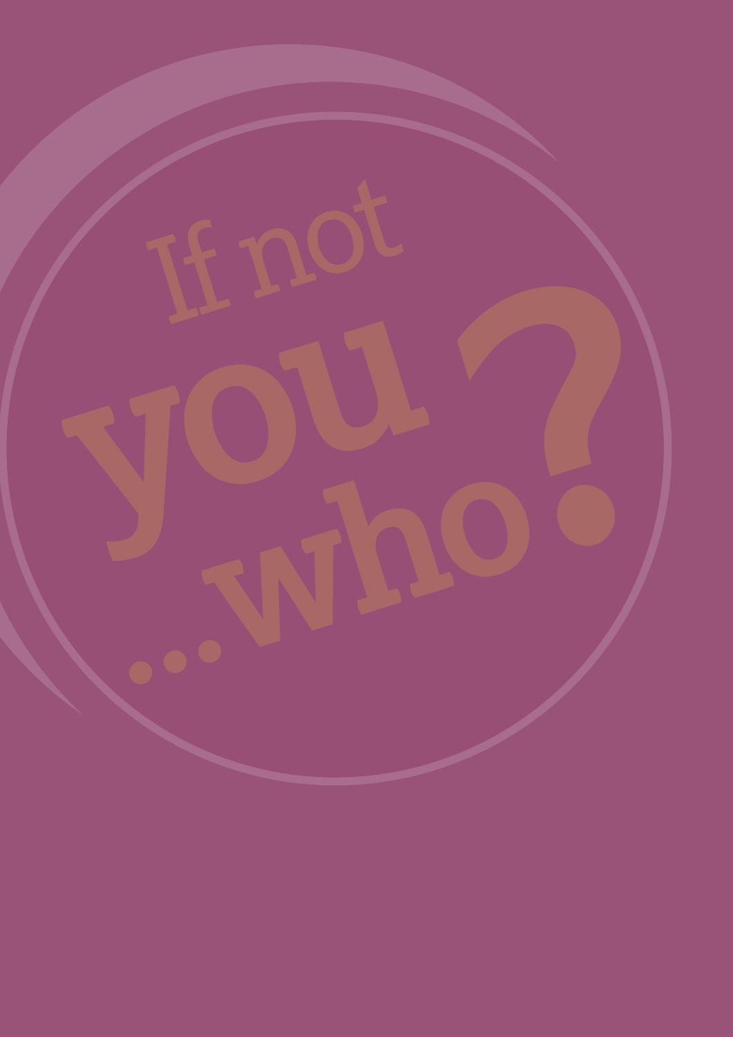# If not you ...who?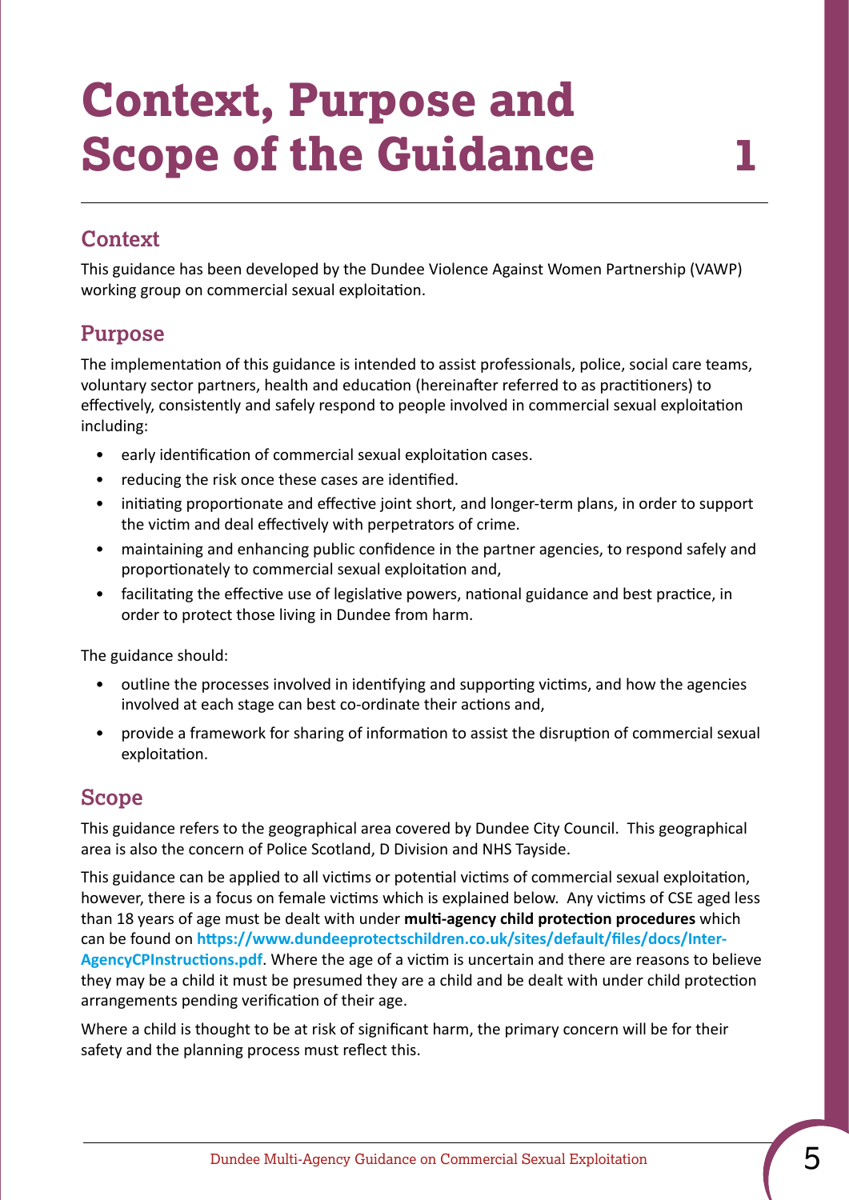# Context, Purpose and Scope of the Guidance 1

## Context

This guidance has been developed by the Dundee Violence Against Women Partnership (VAWP) working group on commercial sexual exploitation.

## Purpose

The implementation of this guidance is intended to assist professionals, police, social care teams, voluntary sector partners, health and education (hereinafter referred to as practitioners) to effectively, consistently and safely respond to people involved in commercial sexual exploitation including:

- early identification of commercial sexual exploitation cases.
- reducing the risk once these cases are identified.
- initiating proportionate and effective joint short, and longer-term plans, in order to support the victim and deal effectively with perpetrators of crime.
- maintaining and enhancing public confidence in the partner agencies, to respond safely and proportionately to commercial sexual exploitation and,
- facilitating the effective use of legislative powers, national guidance and best practice, in order to protect those living in Dundee from harm.

The guidance should:

- outline the processes involved in identifying and supporting victims, and how the agencies involved at each stage can best co-ordinate their actions and,
- provide a framework for sharing of information to assist the disruption of commercial sexual exploitation.

## Scope

This guidance refers to the geographical area covered by Dundee City Council. This geographical area is also the concern of Police Scotland, D Division and NHS Tayside.

This guidance can be applied to all victims or potential victims of commercial sexual exploitation, however, there is a focus on female victims which is explained below. Any victims of CSE aged less than 18 years of age must be dealt with under **multi-agency child protection procedures** which can be found on **https://www.dundeeprotectschildren.co.uk/sites/default/files/docs/Inter-AgencyCPInstructions.pdf**. Where the age of a victim is uncertain and there are reasons to believe they may be a child it must be presumed they are a child and be dealt with under child protection arrangements pending verification of their age.

Where a child is thought to be at risk of significant harm, the primary concern will be for their safety and the planning process must reflect this.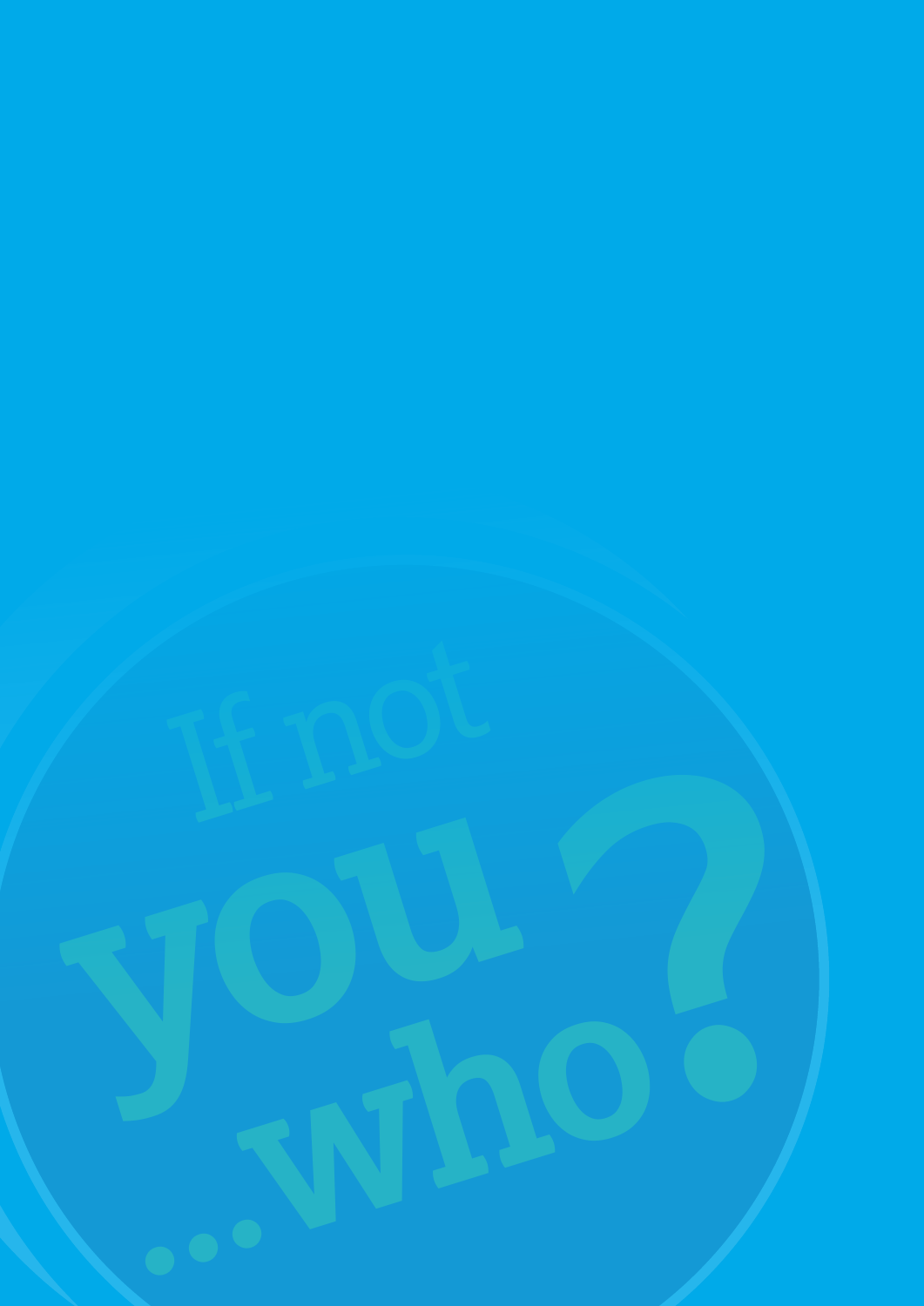If not you ...who?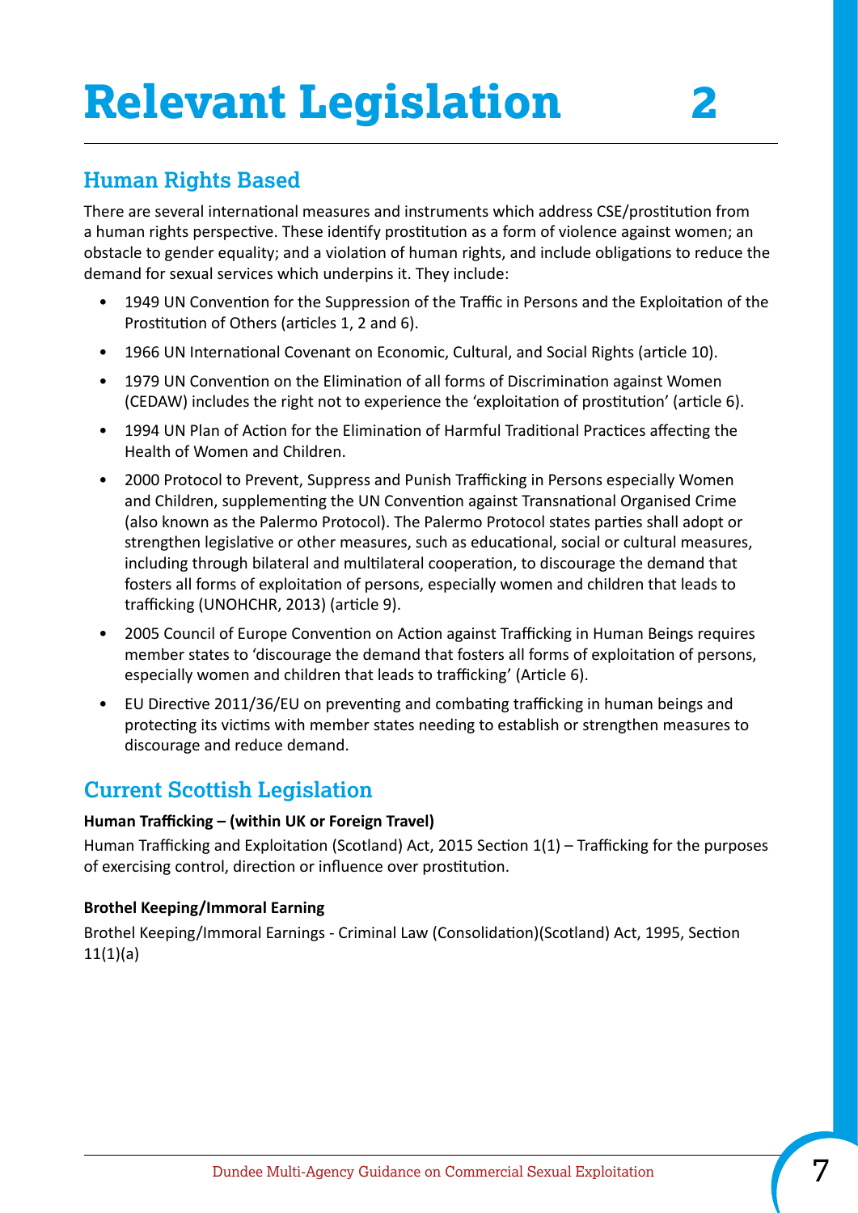# Relevant Legislation 2

## Human Rights Based

There are several international measures and instruments which address CSE/prostitution from a human rights perspective. These identify prostitution as a form of violence against women; an obstacle to gender equality; and a violation of human rights, and include obligations to reduce the demand for sexual services which underpins it. They include:

- 1949 UN Convention for the Suppression of the Traffic in Persons and the Exploitation of the Prostitution of Others (articles 1, 2 and 6).
- 1966 UN International Covenant on Economic, Cultural, and Social Rights (article 10).
- 1979 UN Convention on the Elimination of all forms of Discrimination against Women (CEDAW) includes the right not to experience the 'exploitation of prostitution' (article 6).
- 1994 UN Plan of Action for the Elimination of Harmful Traditional Practices affecting the Health of Women and Children.
- 2000 Protocol to Prevent, Suppress and Punish Trafficking in Persons especially Women and Children, supplementing the UN Convention against Transnational Organised Crime (also known as the Palermo Protocol). The Palermo Protocol states parties shall adopt or strengthen legislative or other measures, such as educational, social or cultural measures, including through bilateral and multilateral cooperation, to discourage the demand that fosters all forms of exploitation of persons, especially women and children that leads to trafficking (UNOHCHR, 2013) (article 9).
- 2005 Council of Europe Convention on Action against Trafficking in Human Beings requires member states to 'discourage the demand that fosters all forms of exploitation of persons, especially women and children that leads to trafficking' (Article 6).
- EU Directive 2011/36/EU on preventing and combating trafficking in human beings and protecting its victims with member states needing to establish or strengthen measures to discourage and reduce demand.

## Current Scottish Legislation

**Human Trafficking – (within UK or Foreign Travel)**

Human Trafficking and Exploitation (Scotland) Act, 2015 Section 1(1) – Trafficking for the purposes of exercising control, direction or influence over prostitution.

**Brothel Keeping/Immoral Earning**

Brothel Keeping/Immoral Earnings - Criminal Law (Consolidation)(Scotland) Act, 1995, Section 11(1)(a)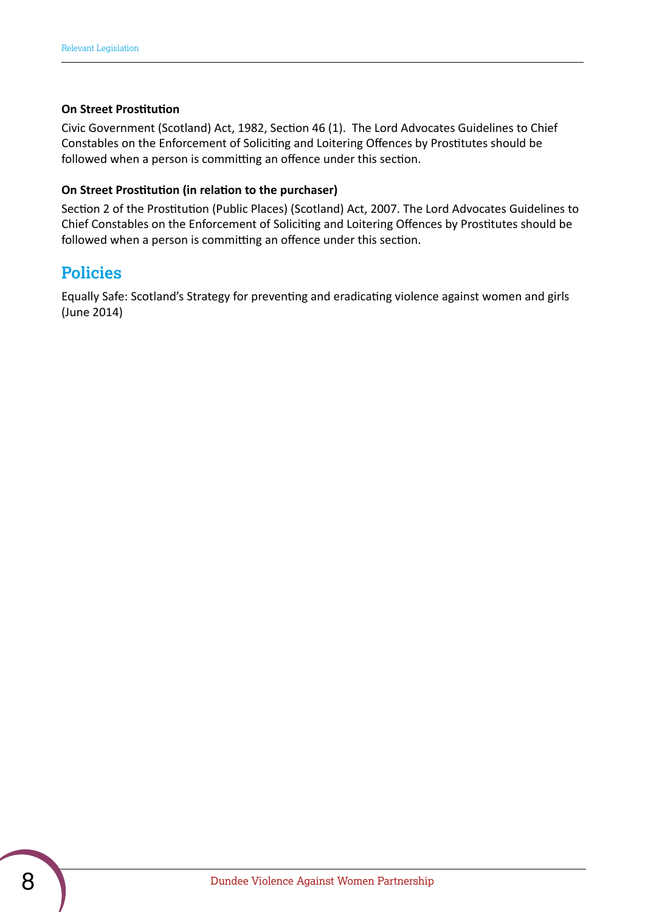**On Street Prostitution**

Civic Government (Scotland) Act, 1982, Section 46 (1). The Lord Advocates Guidelines to Chief Constables on the Enforcement of Soliciting and Loitering Offences by Prostitutes should be followed when a person is committing an offence under this section.

**On Street Prostitution (in relation to the purchaser)**

Section 2 of the Prostitution (Public Places) (Scotland) Act, 2007. The Lord Advocates Guidelines to Chief Constables on the Enforcement of Soliciting and Loitering Offences by Prostitutes should be followed when a person is committing an offence under this section.

## Policies

Equally Safe: Scotland's Strategy for preventing and eradicating violence against women and girls (June 2014)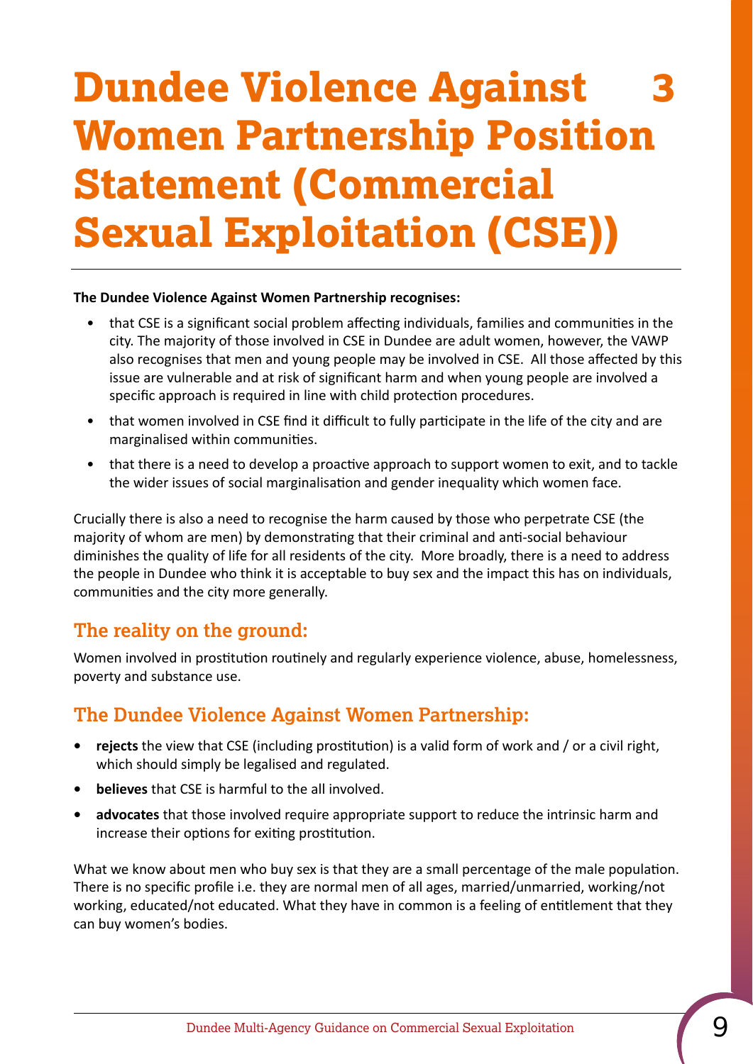# 3 Dundee Violence Against Women Partnership Position Statement (Commercial Sexual Exploitation (CSE))

**The Dundee Violence Against Women Partnership recognises:**

- that CSE is a significant social problem affecting individuals, families and communities in the city. The majority of those involved in CSE in Dundee are adult women, however, the VAWP also recognises that men and young people may be involved in CSE. All those affected by this issue are vulnerable and at risk of significant harm and when young people are involved a specific approach is required in line with child protection procedures.
- that women involved in CSE find it difficult to fully participate in the life of the city and are marginalised within communities.
- that there is a need to develop a proactive approach to support women to exit, and to tackle the wider issues of social marginalisation and gender inequality which women face.

Crucially there is also a need to recognise the harm caused by those who perpetrate CSE (the majority of whom are men) by demonstrating that their criminal and anti-social behaviour diminishes the quality of life for all residents of the city. More broadly, there is a need to address the people in Dundee who think it is acceptable to buy sex and the impact this has on individuals, communities and the city more generally.

## The reality on the ground:

Women involved in prostitution routinely and regularly experience violence, abuse, homelessness, poverty and substance use.

## The Dundee Violence Against Women Partnership:

- **rejects** the view that CSE (including prostitution) is a valid form of work and / or a civil right, which should simply be legalised and regulated.
- **believes** that CSE is harmful to the all involved.
- **advocates** that those involved require appropriate support to reduce the intrinsic harm and increase their options for exiting prostitution.

What we know about men who buy sex is that they are a small percentage of the male population. There is no specific profile i.e. they are normal men of all ages, married/unmarried, working/not working, educated/not educated. What they have in common is a feeling of entitlement that they can buy women's bodies.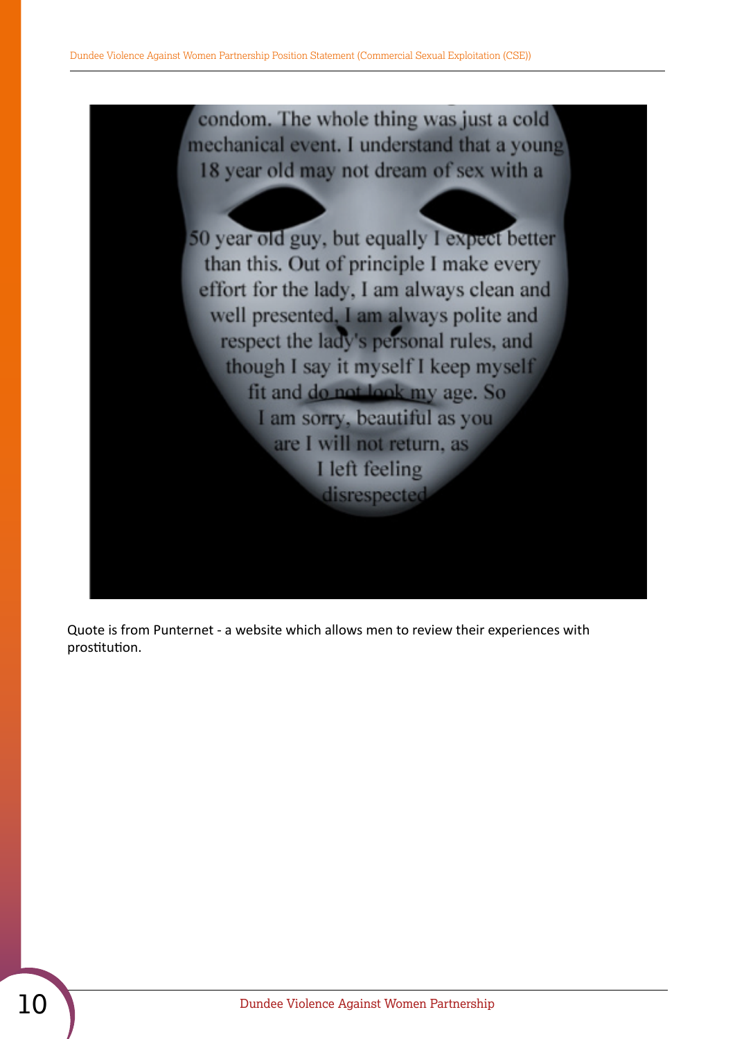condom. The whole thing was just a cold mechanical event. I understand that a young 18 year old may not dream of sex with a 50 year old guy, but equally I expect better than this. Out of principle I make every effort for the lady, I am always clean and well presented, I am always polite and respect the lady's personal rules, and though I say it myself I keep myself fit and do not look my age. So I am sorry, beautiful as you are I will not return, as I left feeling disrespected

Quote is from Punternet - a website which allows men to review their experiences with prostitution.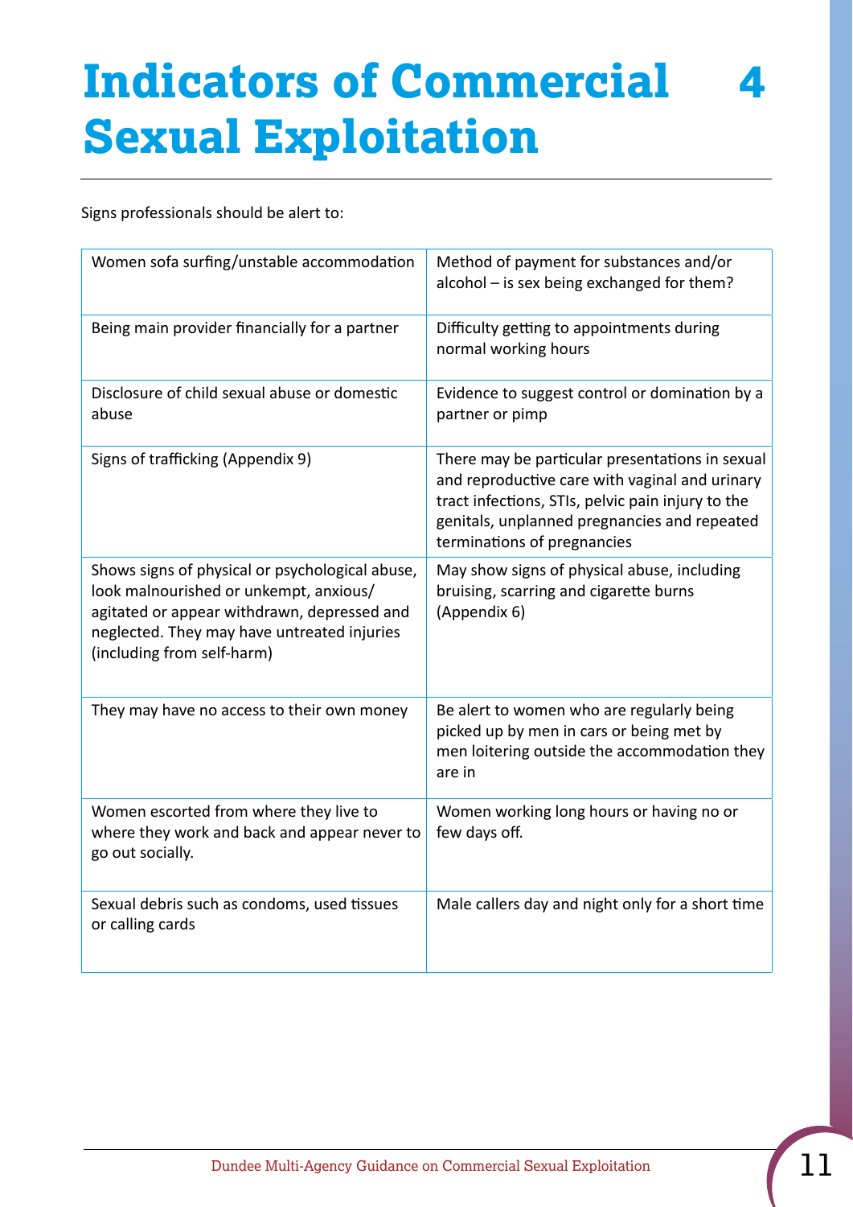# Indicators of Commercial Sexual Exploitation 4

Signs professionals should be alert to:

| | |
|---|---|
| Women sofa surfing/unstable accommodation | Method of payment for substances and/or alcohol – is sex being exchanged for them? |
| Being main provider financially for a partner | Difficulty getting to appointments during normal working hours |
| Disclosure of child sexual abuse or domestic abuse | Evidence to suggest control or domination by a partner or pimp |
| Signs of trafficking (Appendix 9) | There may be particular presentations in sexual and reproductive care with vaginal and urinary tract infections, STIs, pelvic pain injury to the genitals, unplanned pregnancies and repeated terminations of pregnancies |
| Shows signs of physical or psychological abuse, look malnourished or unkempt, anxious/ agitated or appear withdrawn, depressed and neglected. They may have untreated injuries (including from self-harm) | May show signs of physical abuse, including bruising, scarring and cigarette burns (Appendix 6) |
| They may have no access to their own money | Be alert to women who are regularly being picked up by men in cars or being met by men loitering outside the accommodation they are in |
| Women escorted from where they live to where they work and back and appear never to go out socially. | Women working long hours or having no or few days off. |
| Sexual debris such as condoms, used tissues or calling cards | Male callers day and night only for a short time |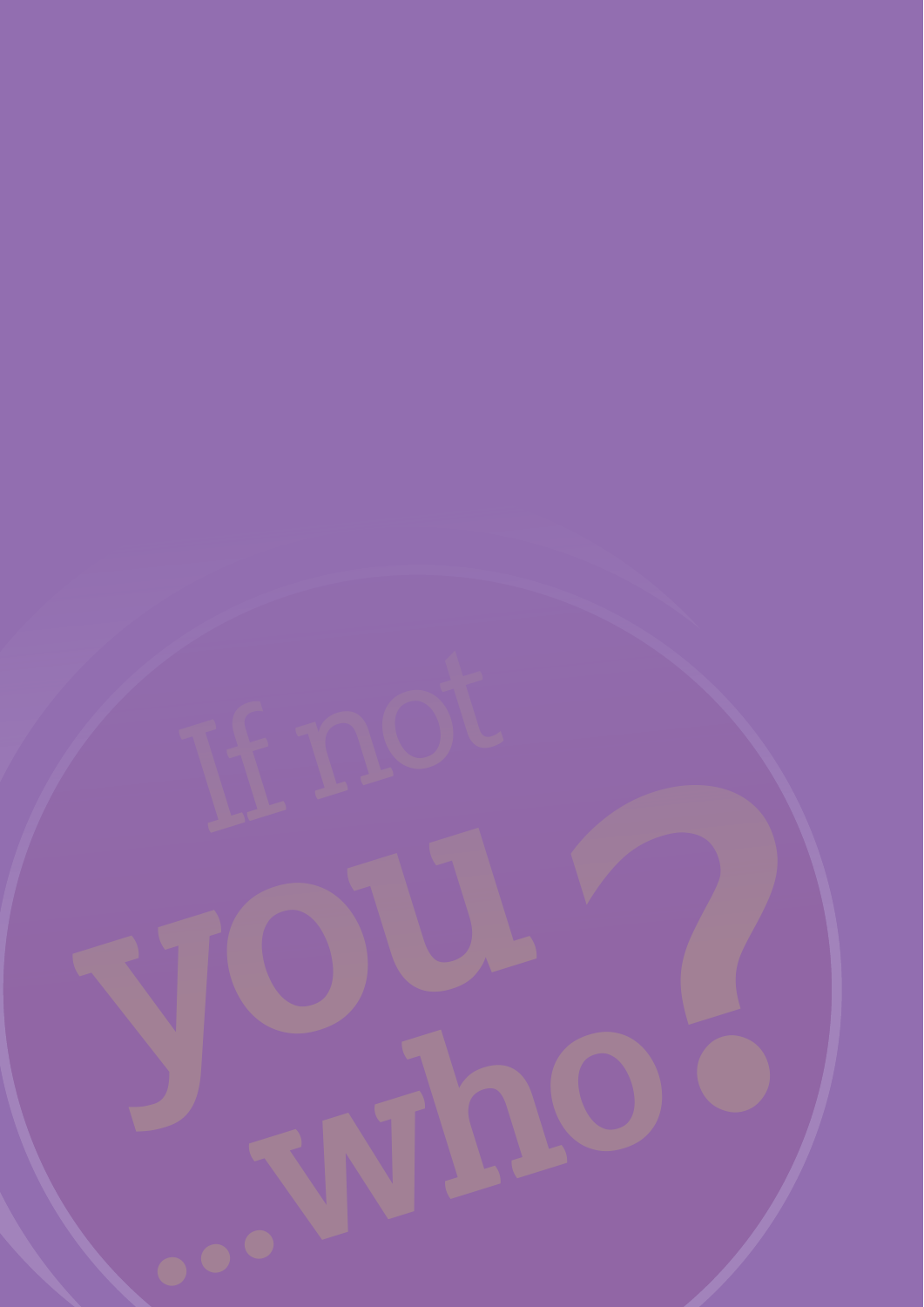If not

you

...who?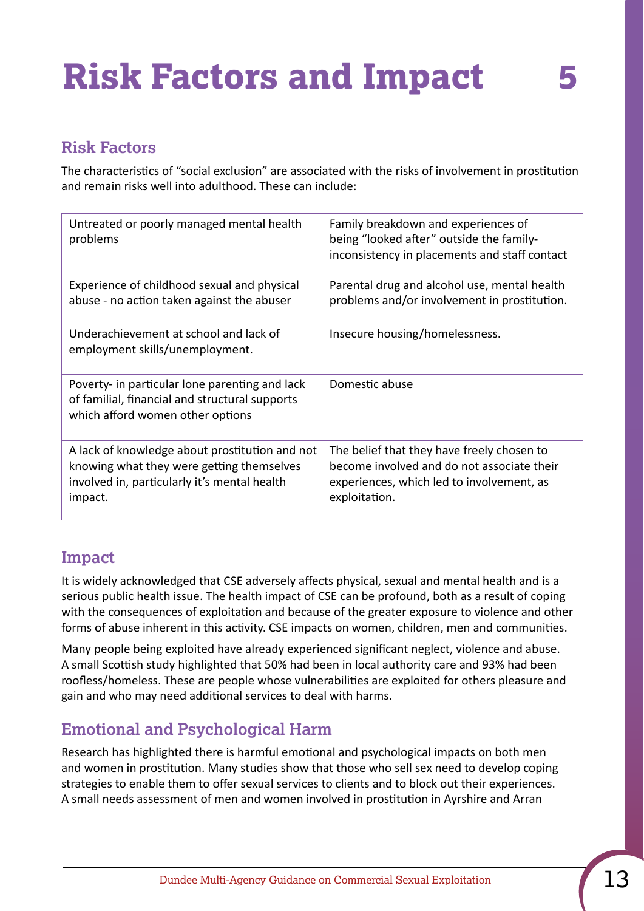# Risk Factors and Impact 5

## Risk Factors

The characteristics of "social exclusion" are associated with the risks of involvement in prostitution and remain risks well into adulthood. These can include:

| | |
|---|---|
| Untreated or poorly managed mental health problems | Family breakdown and experiences of being "looked after" outside the family-inconsistency in placements and staff contact |
| Experience of childhood sexual and physical abuse - no action taken against the abuser | Parental drug and alcohol use, mental health problems and/or involvement in prostitution. |
| Underachievement at school and lack of employment skills/unemployment. | Insecure housing/homelessness. |
| Poverty- in particular lone parenting and lack of familial, financial and structural supports which afford women other options | Domestic abuse |
| A lack of knowledge about prostitution and not knowing what they were getting themselves involved in, particularly it's mental health impact. | The belief that they have freely chosen to become involved and do not associate their experiences, which led to involvement, as exploitation. |

## Impact

It is widely acknowledged that CSE adversely affects physical, sexual and mental health and is a serious public health issue. The health impact of CSE can be profound, both as a result of coping with the consequences of exploitation and because of the greater exposure to violence and other forms of abuse inherent in this activity. CSE impacts on women, children, men and communities.

Many people being exploited have already experienced significant neglect, violence and abuse. A small Scottish study highlighted that 50% had been in local authority care and 93% had been roofless/homeless. These are people whose vulnerabilities are exploited for others pleasure and gain and who may need additional services to deal with harms.

## Emotional and Psychological Harm

Research has highlighted there is harmful emotional and psychological impacts on both men and women in prostitution. Many studies show that those who sell sex need to develop coping strategies to enable them to offer sexual services to clients and to block out their experiences. A small needs assessment of men and women involved in prostitution in Ayrshire and Arran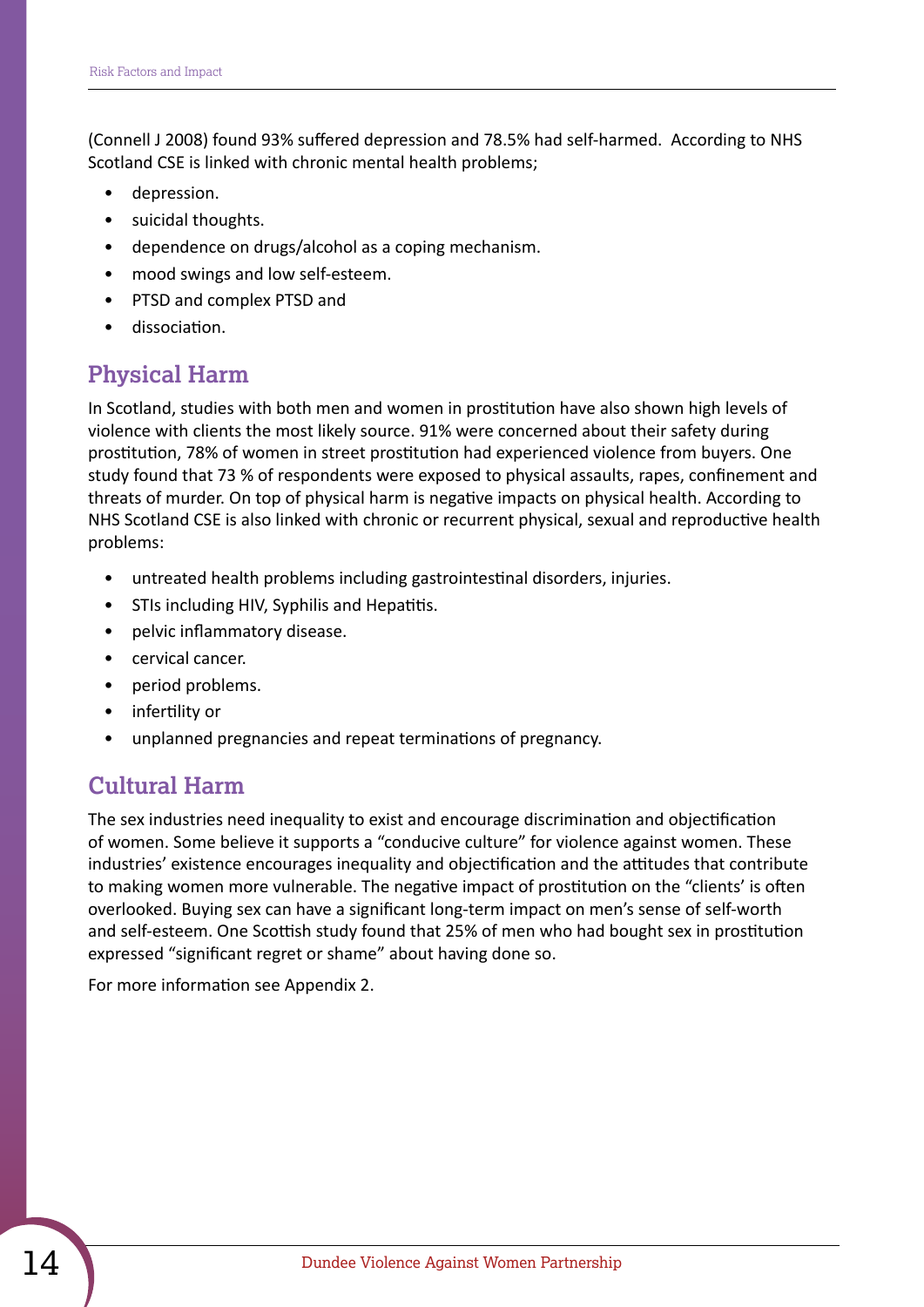(Connell J 2008) found 93% suffered depression and 78.5% had self-harmed. According to NHS Scotland CSE is linked with chronic mental health problems;

- depression.
- suicidal thoughts.
- dependence on drugs/alcohol as a coping mechanism.
- mood swings and low self-esteem.
- PTSD and complex PTSD and
- dissociation.

## Physical Harm

In Scotland, studies with both men and women in prostitution have also shown high levels of violence with clients the most likely source. 91% were concerned about their safety during prostitution, 78% of women in street prostitution had experienced violence from buyers. One study found that 73 % of respondents were exposed to physical assaults, rapes, confinement and threats of murder. On top of physical harm is negative impacts on physical health. According to NHS Scotland CSE is also linked with chronic or recurrent physical, sexual and reproductive health problems:

- untreated health problems including gastrointestinal disorders, injuries.
- STIs including HIV, Syphilis and Hepatitis.
- pelvic inflammatory disease.
- cervical cancer.
- period problems.
- infertility or
- unplanned pregnancies and repeat terminations of pregnancy.

## Cultural Harm

The sex industries need inequality to exist and encourage discrimination and objectification of women. Some believe it supports a "conducive culture" for violence against women. These industries' existence encourages inequality and objectification and the attitudes that contribute to making women more vulnerable. The negative impact of prostitution on the "clients' is often overlooked. Buying sex can have a significant long-term impact on men's sense of self-worth and self-esteem. One Scottish study found that 25% of men who had bought sex in prostitution expressed "significant regret or shame" about having done so.

For more information see Appendix 2.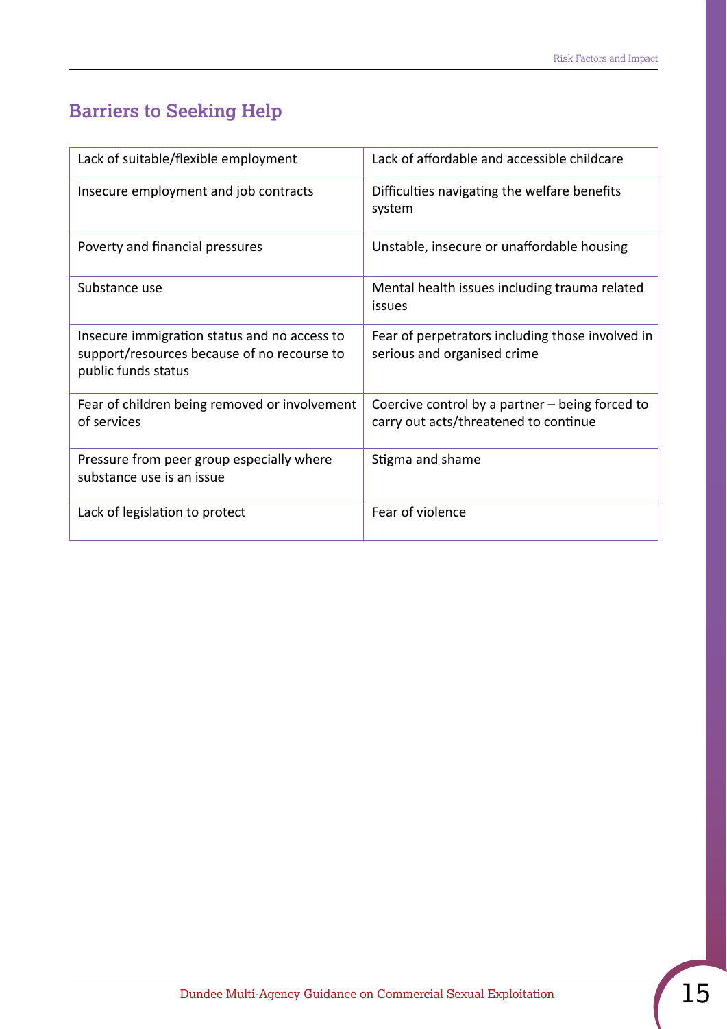## Barriers to Seeking Help

| | |
|---|---|
| Lack of suitable/flexible employment | Lack of affordable and accessible childcare |
| Insecure employment and job contracts | Difficulties navigating the welfare benefits system |
| Poverty and financial pressures | Unstable, insecure or unaffordable housing |
| Substance use | Mental health issues including trauma related issues |
| Insecure immigration status and no access to support/resources because of no recourse to public funds status | Fear of perpetrators including those involved in serious and organised crime |
| Fear of children being removed or involvement of services | Coercive control by a partner – being forced to carry out acts/threatened to continue |
| Pressure from peer group especially where substance use is an issue | Stigma and shame |
| Lack of legislation to protect | Fear of violence |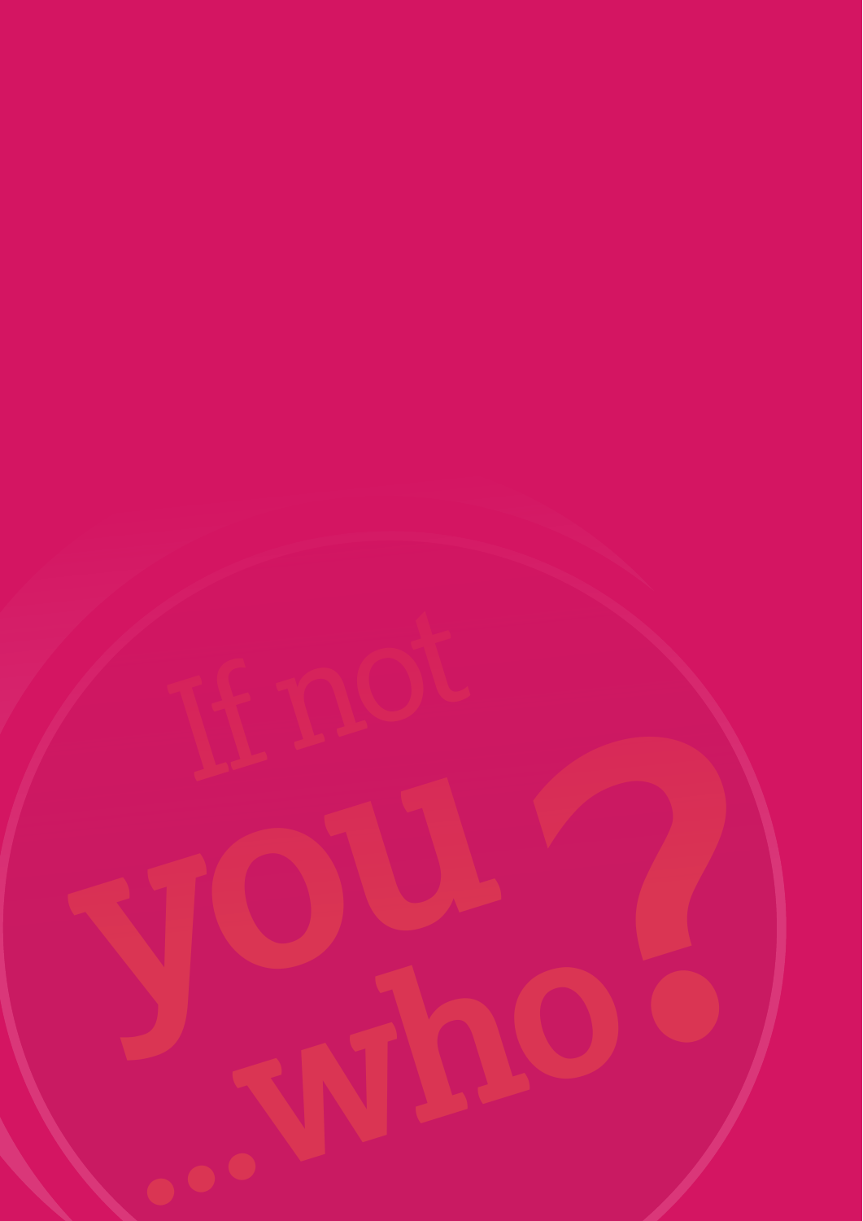If not

you

...who?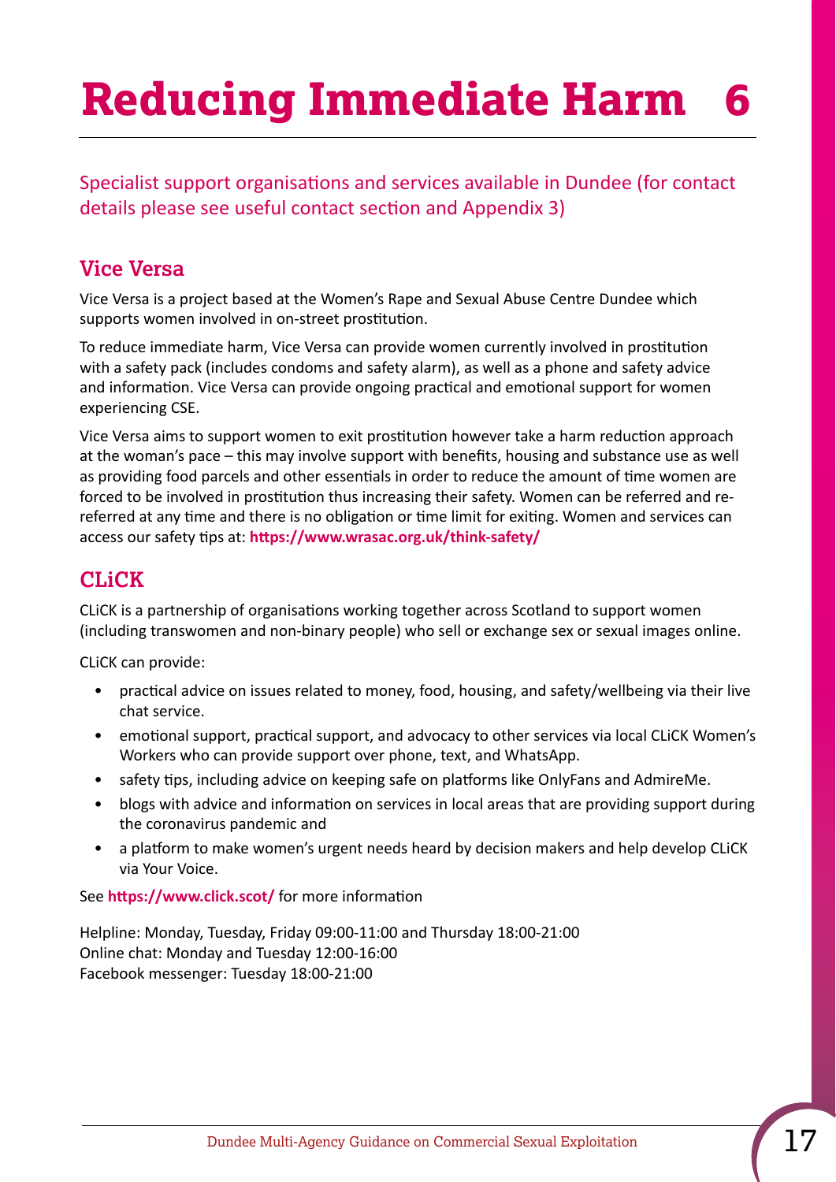# Reducing Immediate Harm 6

Specialist support organisations and services available in Dundee (for contact details please see useful contact section and Appendix 3)

## Vice Versa

Vice Versa is a project based at the Women's Rape and Sexual Abuse Centre Dundee which supports women involved in on-street prostitution.

To reduce immediate harm, Vice Versa can provide women currently involved in prostitution with a safety pack (includes condoms and safety alarm), as well as a phone and safety advice and information. Vice Versa can provide ongoing practical and emotional support for women experiencing CSE.

Vice Versa aims to support women to exit prostitution however take a harm reduction approach at the woman's pace – this may involve support with benefits, housing and substance use as well as providing food parcels and other essentials in order to reduce the amount of time women are forced to be involved in prostitution thus increasing their safety. Women can be referred and re-referred at any time and there is no obligation or time limit for exiting. Women and services can access our safety tips at: **https://www.wrasac.org.uk/think-safety/**

## CLiCK

CLiCK is a partnership of organisations working together across Scotland to support women (including transwomen and non-binary people) who sell or exchange sex or sexual images online.

CLiCK can provide:

- practical advice on issues related to money, food, housing, and safety/wellbeing via their live chat service.
- emotional support, practical support, and advocacy to other services via local CLiCK Women's Workers who can provide support over phone, text, and WhatsApp.
- safety tips, including advice on keeping safe on platforms like OnlyFans and AdmireMe.
- blogs with advice and information on services in local areas that are providing support during the coronavirus pandemic and
- a platform to make women's urgent needs heard by decision makers and help develop CLiCK via Your Voice.

See **https://www.click.scot/** for more information

Helpline: Monday, Tuesday, Friday 09:00-11:00 and Thursday 18:00-21:00
Online chat: Monday and Tuesday 12:00-16:00
Facebook messenger: Tuesday 18:00-21:00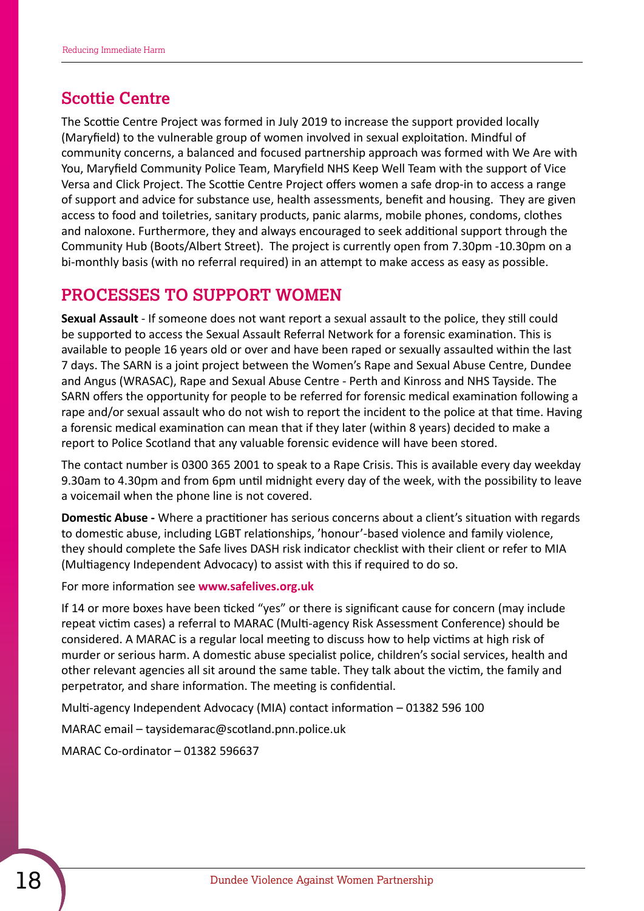## Scottie Centre

The Scottie Centre Project was formed in July 2019 to increase the support provided locally (Maryfield) to the vulnerable group of women involved in sexual exploitation. Mindful of community concerns, a balanced and focused partnership approach was formed with We Are with You, Maryfield Community Police Team, Maryfield NHS Keep Well Team with the support of Vice Versa and Click Project. The Scottie Centre Project offers women a safe drop-in to access a range of support and advice for substance use, health assessments, benefit and housing.  They are given access to food and toiletries, sanitary products, panic alarms, mobile phones, condoms, clothes and naloxone. Furthermore, they and always encouraged to seek additional support through the Community Hub (Boots/Albert Street).  The project is currently open from 7.30pm -10.30pm on a bi-monthly basis (with no referral required) in an attempt to make access as easy as possible.

## PROCESSES TO SUPPORT WOMEN

**Sexual Assault** - If someone does not want report a sexual assault to the police, they still could be supported to access the Sexual Assault Referral Network for a forensic examination. This is available to people 16 years old or over and have been raped or sexually assaulted within the last 7 days. The SARN is a joint project between the Women's Rape and Sexual Abuse Centre, Dundee and Angus (WRASAC), Rape and Sexual Abuse Centre - Perth and Kinross and NHS Tayside. The SARN offers the opportunity for people to be referred for forensic medical examination following a rape and/or sexual assault who do not wish to report the incident to the police at that time. Having a forensic medical examination can mean that if they later (within 8 years) decided to make a report to Police Scotland that any valuable forensic evidence will have been stored.

The contact number is 0300 365 2001 to speak to a Rape Crisis. This is available every day weekday 9.30am to 4.30pm and from 6pm until midnight every day of the week, with the possibility to leave a voicemail when the phone line is not covered.

**Domestic Abuse -** Where a practitioner has serious concerns about a client's situation with regards to domestic abuse, including LGBT relationships, 'honour'-based violence and family violence, they should complete the Safe lives DASH risk indicator checklist with their client or refer to MIA (Multiagency Independent Advocacy) to assist with this if required to do so.

For more information see **www.safelives.org.uk**

If 14 or more boxes have been ticked "yes" or there is significant cause for concern (may include repeat victim cases) a referral to MARAC (Multi-agency Risk Assessment Conference) should be considered. A MARAC is a regular local meeting to discuss how to help victims at high risk of murder or serious harm. A domestic abuse specialist police, children's social services, health and other relevant agencies all sit around the same table. They talk about the victim, the family and perpetrator, and share information. The meeting is confidential.

Multi-agency Independent Advocacy (MIA) contact information – 01382 596 100

MARAC email – taysidemarac@scotland.pnn.police.uk

MARAC Co-ordinator – 01382 596637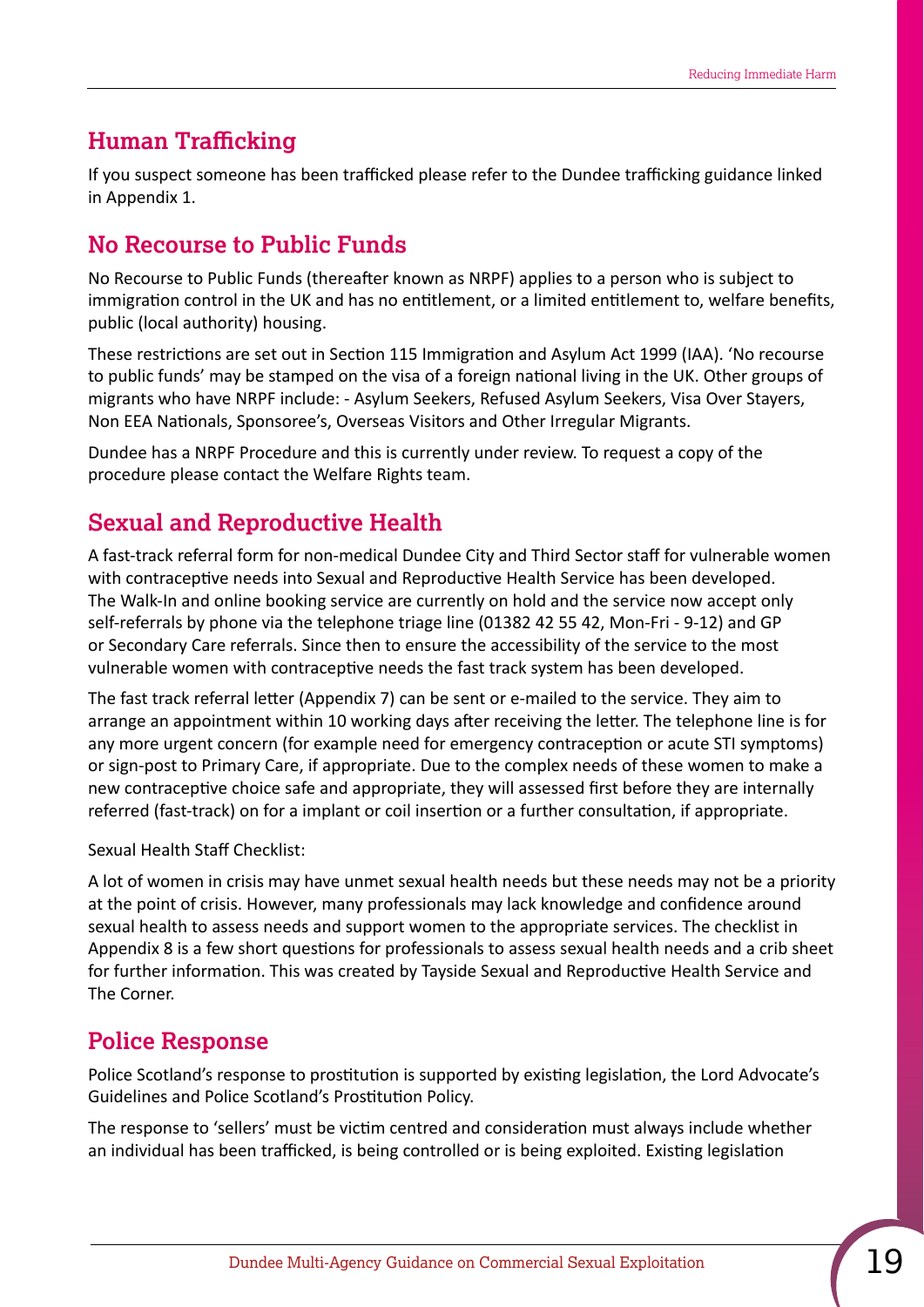## Human Trafficking

If you suspect someone has been trafficked please refer to the Dundee trafficking guidance linked in Appendix 1.

## No Recourse to Public Funds

No Recourse to Public Funds (thereafter known as NRPF) applies to a person who is subject to immigration control in the UK and has no entitlement, or a limited entitlement to, welfare benefits, public (local authority) housing.

These restrictions are set out in Section 115 Immigration and Asylum Act 1999 (IAA). 'No recourse to public funds' may be stamped on the visa of a foreign national living in the UK. Other groups of migrants who have NRPF include: - Asylum Seekers, Refused Asylum Seekers, Visa Over Stayers, Non EEA Nationals, Sponsoree's, Overseas Visitors and Other Irregular Migrants.

Dundee has a NRPF Procedure and this is currently under review. To request a copy of the procedure please contact the Welfare Rights team.

## Sexual and Reproductive Health

A fast-track referral form for non-medical Dundee City and Third Sector staff for vulnerable women with contraceptive needs into Sexual and Reproductive Health Service has been developed. The Walk-In and online booking service are currently on hold and the service now accept only self-referrals by phone via the telephone triage line (01382 42 55 42, Mon-Fri - 9-12) and GP or Secondary Care referrals. Since then to ensure the accessibility of the service to the most vulnerable women with contraceptive needs the fast track system has been developed.

The fast track referral letter (Appendix 7) can be sent or e-mailed to the service. They aim to arrange an appointment within 10 working days after receiving the letter. The telephone line is for any more urgent concern (for example need for emergency contraception or acute STI symptoms) or sign-post to Primary Care, if appropriate. Due to the complex needs of these women to make a new contraceptive choice safe and appropriate, they will assessed first before they are internally referred (fast-track) on for a implant or coil insertion or a further consultation, if appropriate.

Sexual Health Staff Checklist:

A lot of women in crisis may have unmet sexual health needs but these needs may not be a priority at the point of crisis. However, many professionals may lack knowledge and confidence around sexual health to assess needs and support women to the appropriate services. The checklist in Appendix 8 is a few short questions for professionals to assess sexual health needs and a crib sheet for further information. This was created by Tayside Sexual and Reproductive Health Service and The Corner.

## Police Response

Police Scotland's response to prostitution is supported by existing legislation, the Lord Advocate's Guidelines and Police Scotland's Prostitution Policy.

The response to 'sellers' must be victim centred and consideration must always include whether an individual has been trafficked, is being controlled or is being exploited. Existing legislation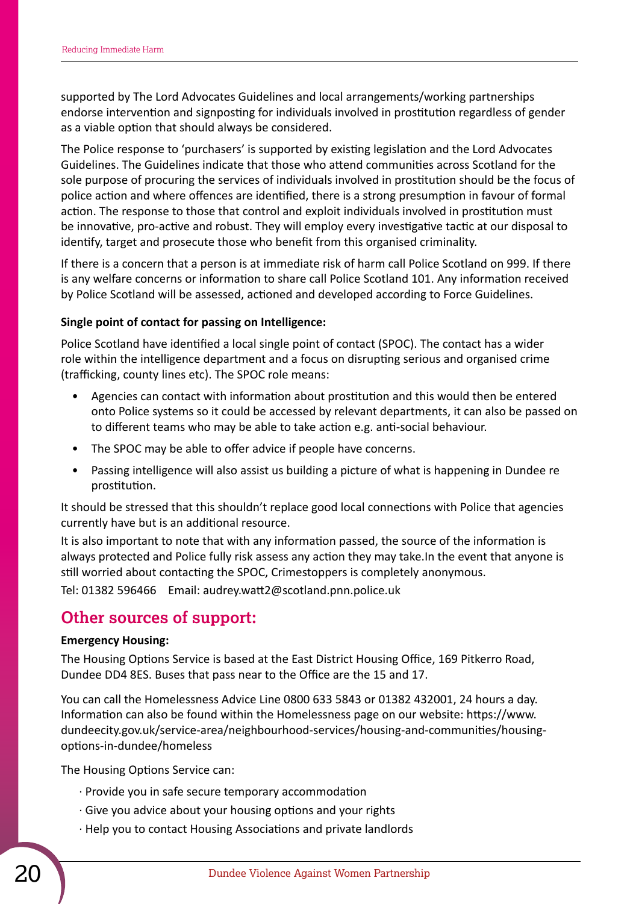supported by The Lord Advocates Guidelines and local arrangements/working partnerships endorse intervention and signposting for individuals involved in prostitution regardless of gender as a viable option that should always be considered.

The Police response to 'purchasers' is supported by existing legislation and the Lord Advocates Guidelines. The Guidelines indicate that those who attend communities across Scotland for the sole purpose of procuring the services of individuals involved in prostitution should be the focus of police action and where offences are identified, there is a strong presumption in favour of formal action. The response to those that control and exploit individuals involved in prostitution must be innovative, pro-active and robust. They will employ every investigative tactic at our disposal to identify, target and prosecute those who benefit from this organised criminality.

If there is a concern that a person is at immediate risk of harm call Police Scotland on 999. If there is any welfare concerns or information to share call Police Scotland 101. Any information received by Police Scotland will be assessed, actioned and developed according to Force Guidelines.

**Single point of contact for passing on Intelligence:**

Police Scotland have identified a local single point of contact (SPOC). The contact has a wider role within the intelligence department and a focus on disrupting serious and organised crime (trafficking, county lines etc). The SPOC role means:

- Agencies can contact with information about prostitution and this would then be entered onto Police systems so it could be accessed by relevant departments, it can also be passed on to different teams who may be able to take action e.g. anti-social behaviour.
- The SPOC may be able to offer advice if people have concerns.
- Passing intelligence will also assist us building a picture of what is happening in Dundee re prostitution.

It should be stressed that this shouldn't replace good local connections with Police that agencies currently have but is an additional resource.

It is also important to note that with any information passed, the source of the information is always protected and Police fully risk assess any action they may take.In the event that anyone is still worried about contacting the SPOC, Crimestoppers is completely anonymous.

Tel: 01382 596466 Email: audrey.watt2@scotland.pnn.police.uk

## Other sources of support:

**Emergency Housing:**

The Housing Options Service is based at the East District Housing Office, 169 Pitkerro Road, Dundee DD4 8ES. Buses that pass near to the Office are the 15 and 17.

You can call the Homelessness Advice Line 0800 633 5843 or 01382 432001, 24 hours a day. Information can also be found within the Homelessness page on our website: https://www.dundeecity.gov.uk/service-area/neighbourhood-services/housing-and-communities/housing-options-in-dundee/homeless

The Housing Options Service can:

- · Provide you in safe secure temporary accommodation
- · Give you advice about your housing options and your rights
- · Help you to contact Housing Associations and private landlords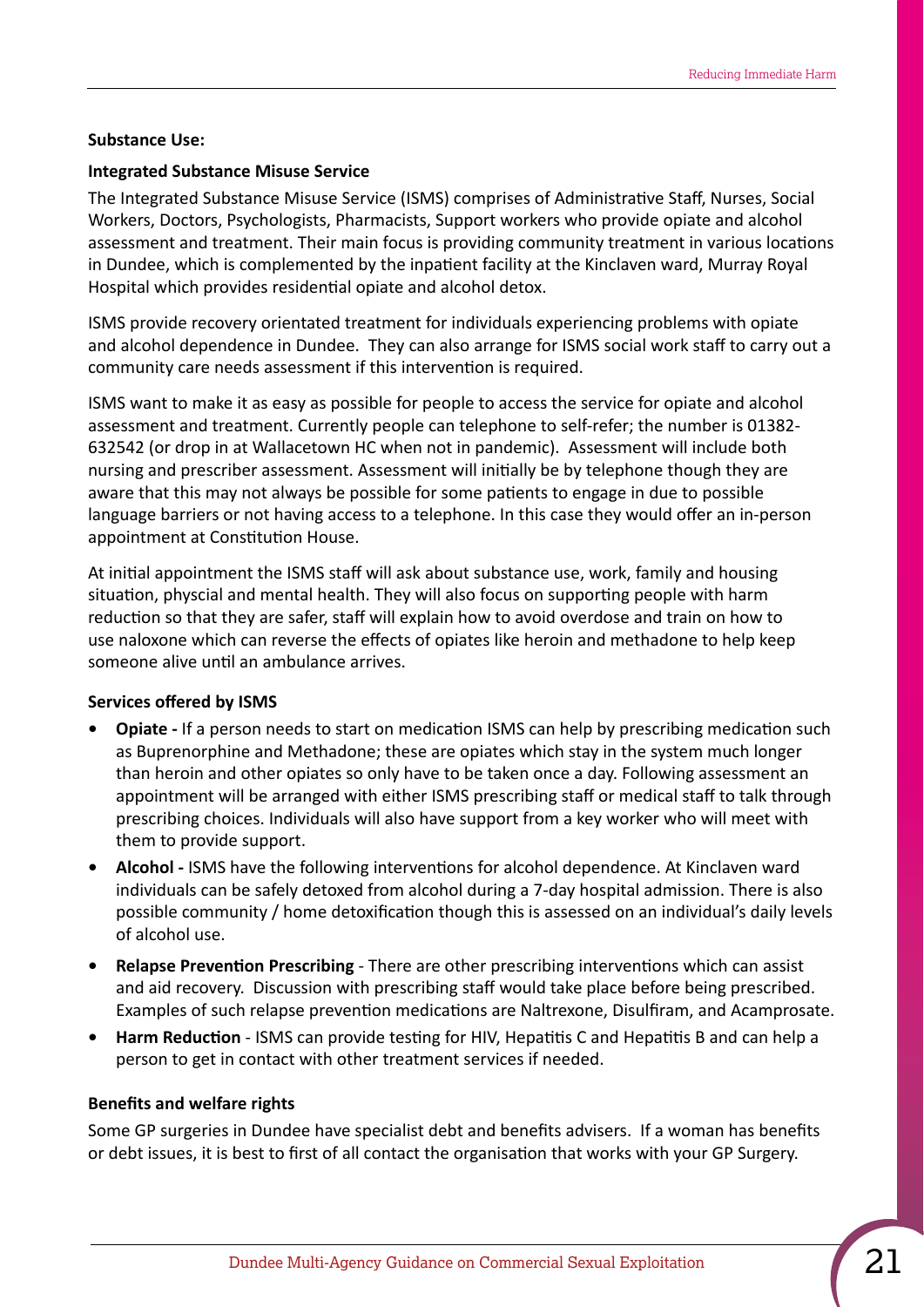**Substance Use:**

**Integrated Substance Misuse Service**

The Integrated Substance Misuse Service (ISMS) comprises of Administrative Staff, Nurses, Social Workers, Doctors, Psychologists, Pharmacists, Support workers who provide opiate and alcohol assessment and treatment. Their main focus is providing community treatment in various locations in Dundee, which is complemented by the inpatient facility at the Kinclaven ward, Murray Royal Hospital which provides residential opiate and alcohol detox.

ISMS provide recovery orientated treatment for individuals experiencing problems with opiate and alcohol dependence in Dundee. They can also arrange for ISMS social work staff to carry out a community care needs assessment if this intervention is required.

ISMS want to make it as easy as possible for people to access the service for opiate and alcohol assessment and treatment. Currently people can telephone to self-refer; the number is 01382-632542 (or drop in at Wallacetown HC when not in pandemic). Assessment will include both nursing and prescriber assessment. Assessment will initially be by telephone though they are aware that this may not always be possible for some patients to engage in due to possible language barriers or not having access to a telephone. In this case they would offer an in-person appointment at Constitution House.

At initial appointment the ISMS staff will ask about substance use, work, family and housing situation, physcial and mental health. They will also focus on supporting people with harm reduction so that they are safer, staff will explain how to avoid overdose and train on how to use naloxone which can reverse the effects of opiates like heroin and methadone to help keep someone alive until an ambulance arrives.

**Services offered by ISMS**

- **Opiate -** If a person needs to start on medication ISMS can help by prescribing medication such as Buprenorphine and Methadone; these are opiates which stay in the system much longer than heroin and other opiates so only have to be taken once a day. Following assessment an appointment will be arranged with either ISMS prescribing staff or medical staff to talk through prescribing choices. Individuals will also have support from a key worker who will meet with them to provide support.
- **Alcohol -** ISMS have the following interventions for alcohol dependence. At Kinclaven ward individuals can be safely detoxed from alcohol during a 7-day hospital admission. There is also possible community / home detoxification though this is assessed on an individual's daily levels of alcohol use.
- **Relapse Prevention Prescribing** - There are other prescribing interventions which can assist and aid recovery. Discussion with prescribing staff would take place before being prescribed. Examples of such relapse prevention medications are Naltrexone, Disulfiram, and Acamprosate.
- **Harm Reduction** - ISMS can provide testing for HIV, Hepatitis C and Hepatitis B and can help a person to get in contact with other treatment services if needed.

**Benefits and welfare rights**

Some GP surgeries in Dundee have specialist debt and benefits advisers. If a woman has benefits or debt issues, it is best to first of all contact the organisation that works with your GP Surgery.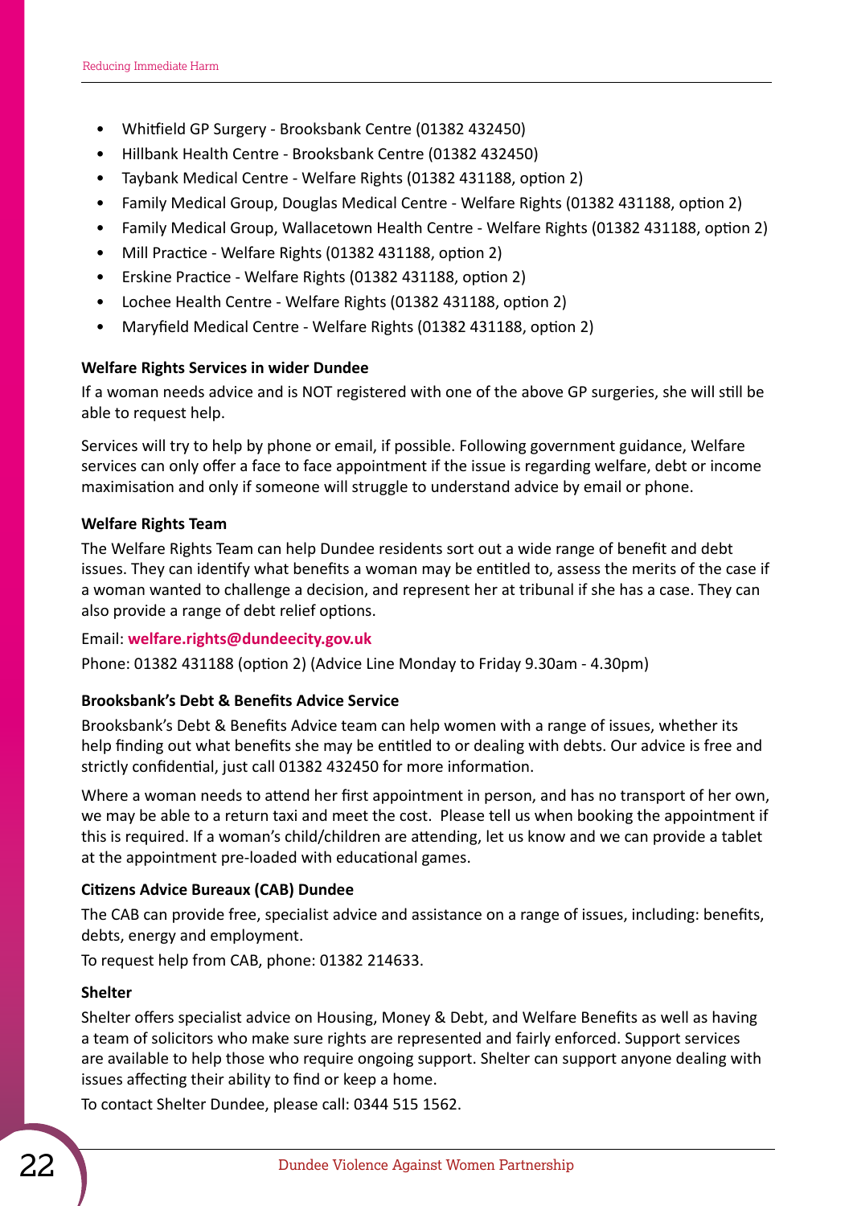- Whitfield GP Surgery - Brooksbank Centre (01382 432450)
- Hillbank Health Centre - Brooksbank Centre (01382 432450)
- Taybank Medical Centre - Welfare Rights (01382 431188, option 2)
- Family Medical Group, Douglas Medical Centre - Welfare Rights (01382 431188, option 2)
- Family Medical Group, Wallacetown Health Centre - Welfare Rights (01382 431188, option 2)
- Mill Practice - Welfare Rights (01382 431188, option 2)
- Erskine Practice - Welfare Rights (01382 431188, option 2)
- Lochee Health Centre - Welfare Rights (01382 431188, option 2)
- Maryfield Medical Centre - Welfare Rights (01382 431188, option 2)

**Welfare Rights Services in wider Dundee**

If a woman needs advice and is NOT registered with one of the above GP surgeries, she will still be able to request help.

Services will try to help by phone or email, if possible. Following government guidance, Welfare services can only offer a face to face appointment if the issue is regarding welfare, debt or income maximisation and only if someone will struggle to understand advice by email or phone.

**Welfare Rights Team**

The Welfare Rights Team can help Dundee residents sort out a wide range of benefit and debt issues. They can identify what benefits a woman may be entitled to, assess the merits of the case if a woman wanted to challenge a decision, and represent her at tribunal if she has a case. They can also provide a range of debt relief options.

Email: **welfare.rights@dundeecity.gov.uk**

Phone: 01382 431188 (option 2) (Advice Line Monday to Friday 9.30am - 4.30pm)

**Brooksbank's Debt & Benefits Advice Service**

Brooksbank's Debt & Benefits Advice team can help women with a range of issues, whether its help finding out what benefits she may be entitled to or dealing with debts. Our advice is free and strictly confidential, just call 01382 432450 for more information.

Where a woman needs to attend her first appointment in person, and has no transport of her own, we may be able to a return taxi and meet the cost. Please tell us when booking the appointment if this is required. If a woman's child/children are attending, let us know and we can provide a tablet at the appointment pre-loaded with educational games.

**Citizens Advice Bureaux (CAB) Dundee**

The CAB can provide free, specialist advice and assistance on a range of issues, including: benefits, debts, energy and employment.

To request help from CAB, phone: 01382 214633.

**Shelter**

Shelter offers specialist advice on Housing, Money & Debt, and Welfare Benefits as well as having a team of solicitors who make sure rights are represented and fairly enforced. Support services are available to help those who require ongoing support. Shelter can support anyone dealing with issues affecting their ability to find or keep a home.

To contact Shelter Dundee, please call: 0344 515 1562.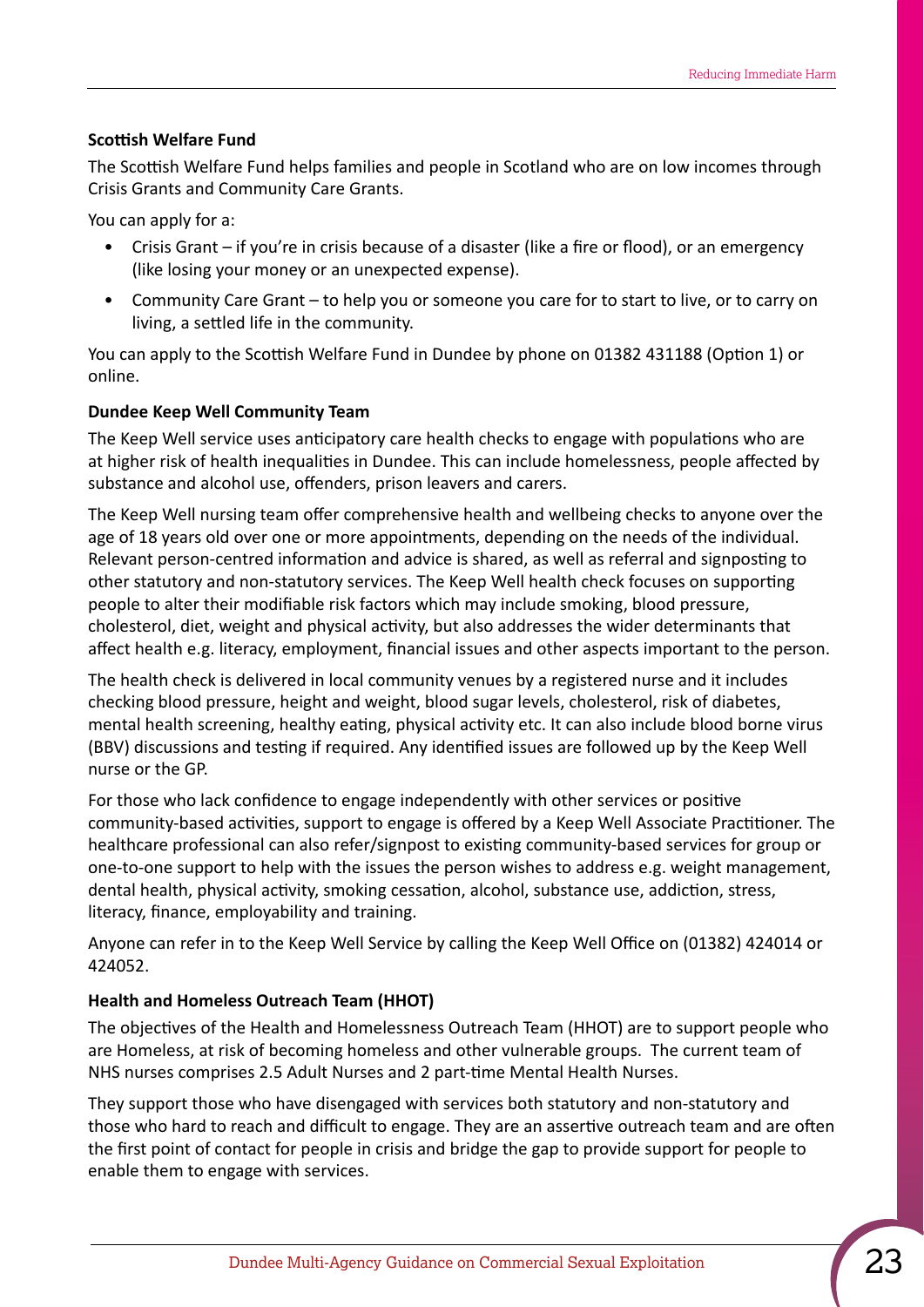**Scottish Welfare Fund**

The Scottish Welfare Fund helps families and people in Scotland who are on low incomes through Crisis Grants and Community Care Grants.

You can apply for a:

- Crisis Grant – if you're in crisis because of a disaster (like a fire or flood), or an emergency (like losing your money or an unexpected expense).
- Community Care Grant – to help you or someone you care for to start to live, or to carry on living, a settled life in the community.

You can apply to the Scottish Welfare Fund in Dundee by phone on 01382 431188 (Option 1) or online.

**Dundee Keep Well Community Team**

The Keep Well service uses anticipatory care health checks to engage with populations who are at higher risk of health inequalities in Dundee. This can include homelessness, people affected by substance and alcohol use, offenders, prison leavers and carers.

The Keep Well nursing team offer comprehensive health and wellbeing checks to anyone over the age of 18 years old over one or more appointments, depending on the needs of the individual. Relevant person-centred information and advice is shared, as well as referral and signposting to other statutory and non-statutory services. The Keep Well health check focuses on supporting people to alter their modifiable risk factors which may include smoking, blood pressure, cholesterol, diet, weight and physical activity, but also addresses the wider determinants that affect health e.g. literacy, employment, financial issues and other aspects important to the person.

The health check is delivered in local community venues by a registered nurse and it includes checking blood pressure, height and weight, blood sugar levels, cholesterol, risk of diabetes, mental health screening, healthy eating, physical activity etc. It can also include blood borne virus (BBV) discussions and testing if required. Any identified issues are followed up by the Keep Well nurse or the GP.

For those who lack confidence to engage independently with other services or positive community-based activities, support to engage is offered by a Keep Well Associate Practitioner. The healthcare professional can also refer/signpost to existing community-based services for group or one-to-one support to help with the issues the person wishes to address e.g. weight management, dental health, physical activity, smoking cessation, alcohol, substance use, addiction, stress, literacy, finance, employability and training.

Anyone can refer in to the Keep Well Service by calling the Keep Well Office on (01382) 424014 or 424052.

**Health and Homeless Outreach Team (HHOT)**

The objectives of the Health and Homelessness Outreach Team (HHOT) are to support people who are Homeless, at risk of becoming homeless and other vulnerable groups. The current team of NHS nurses comprises 2.5 Adult Nurses and 2 part-time Mental Health Nurses.

They support those who have disengaged with services both statutory and non-statutory and those who hard to reach and difficult to engage. They are an assertive outreach team and are often the first point of contact for people in crisis and bridge the gap to provide support for people to enable them to engage with services.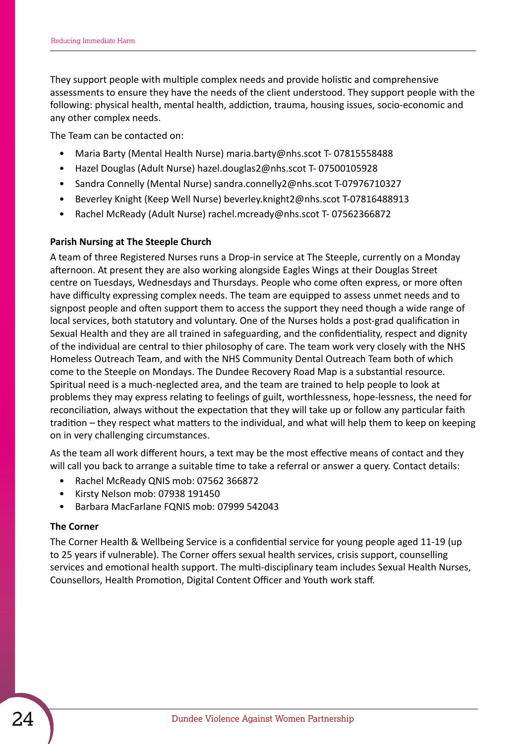They support people with multiple complex needs and provide holistic and comprehensive assessments to ensure they have the needs of the client understood. They support people with the following: physical health, mental health, addiction, trauma, housing issues, socio-economic and any other complex needs.

The Team can be contacted on:

- Maria Barty (Mental Health Nurse) maria.barty@nhs.scot T- 07815558488
- Hazel Douglas (Adult Nurse) hazel.douglas2@nhs.scot T- 07500105928
- Sandra Connelly (Mental Nurse) sandra.connelly2@nhs.scot T-07976710327
- Beverley Knight (Keep Well Nurse) beverley.knight2@nhs.scot T-07816488913
- Rachel McReady (Adult Nurse) rachel.mcready@nhs.scot T- 07562366872

**Parish Nursing at The Steeple Church**

A team of three Registered Nurses runs a Drop-in service at The Steeple, currently on a Monday afternoon. At present they are also working alongside Eagles Wings at their Douglas Street centre on Tuesdays, Wednesdays and Thursdays. People who come often express, or more often have difficulty expressing complex needs. The team are equipped to assess unmet needs and to signpost people and often support them to access the support they need though a wide range of local services, both statutory and voluntary. One of the Nurses holds a post-grad qualification in Sexual Health and they are all trained in safeguarding, and the confidentiality, respect and dignity of the individual are central to thier philosophy of care. The team work very closely with the NHS Homeless Outreach Team, and with the NHS Community Dental Outreach Team both of which come to the Steeple on Mondays. The Dundee Recovery Road Map is a substantial resource. Spiritual need is a much-neglected area, and the team are trained to help people to look at problems they may express relating to feelings of guilt, worthlessness, hope-lessness, the need for reconciliation, always without the expectation that they will take up or follow any particular faith tradition – they respect what matters to the individual, and what will help them to keep on keeping on in very challenging circumstances.

As the team all work different hours, a text may be the most effective means of contact and they will call you back to arrange a suitable time to take a referral or answer a query. Contact details:

- Rachel McReady QNIS mob: 07562 366872
- Kirsty Nelson mob: 07938 191450
- Barbara MacFarlane FQNIS mob: 07999 542043

**The Corner**

The Corner Health & Wellbeing Service is a confidential service for young people aged 11-19 (up to 25 years if vulnerable). The Corner offers sexual health services, crisis support, counselling services and emotional health support. The multi-disciplinary team includes Sexual Health Nurses, Counsellors, Health Promotion, Digital Content Officer and Youth work staff.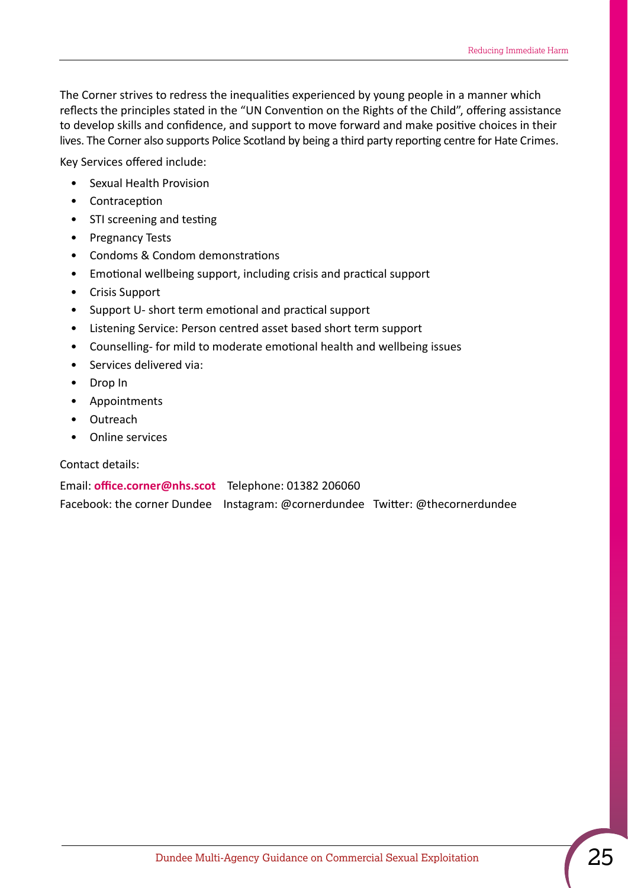The Corner strives to redress the inequalities experienced by young people in a manner which reflects the principles stated in the "UN Convention on the Rights of the Child", offering assistance to develop skills and confidence, and support to move forward and make positive choices in their lives. The Corner also supports Police Scotland by being a third party reporting centre for Hate Crimes.

Key Services offered include:

- Sexual Health Provision
- Contraception
- STI screening and testing
- Pregnancy Tests
- Condoms & Condom demonstrations
- Emotional wellbeing support, including crisis and practical support
- Crisis Support
- Support U- short term emotional and practical support
- Listening Service: Person centred asset based short term support
- Counselling- for mild to moderate emotional health and wellbeing issues
- Services delivered via:
- Drop In
- Appointments
- Outreach
- Online services

Contact details:

Email: **office.corner@nhs.scot** Telephone: 01382 206060

Facebook: the corner Dundee Instagram: @cornerdundee Twitter: @thecornerdundee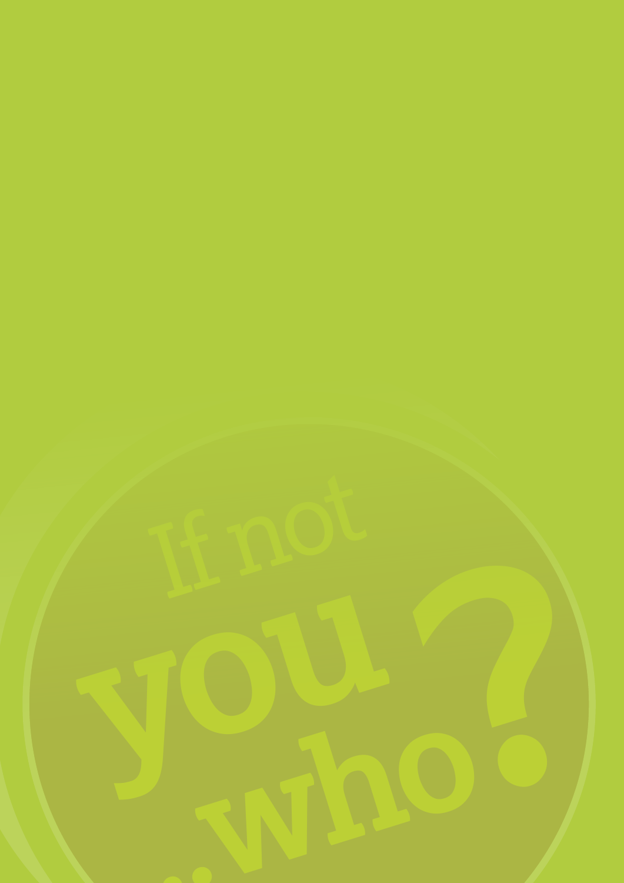If not

you

...who?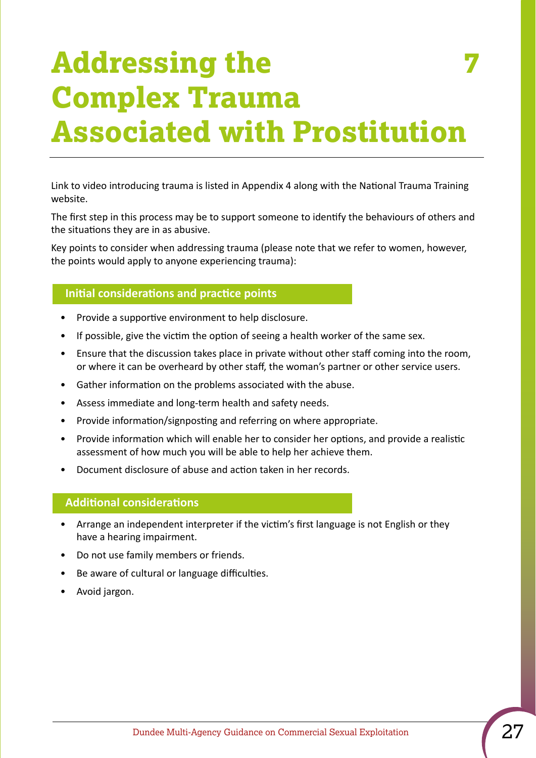# 7 Addressing the Complex Trauma Associated with Prostitution

Link to video introducing trauma is listed in Appendix 4 along with the National Trauma Training website.

The first step in this process may be to support someone to identify the behaviours of others and the situations they are in as abusive.

Key points to consider when addressing trauma (please note that we refer to women, however, the points would apply to anyone experiencing trauma):

## Initial considerations and practice points

- Provide a supportive environment to help disclosure.
- If possible, give the victim the option of seeing a health worker of the same sex.
- Ensure that the discussion takes place in private without other staff coming into the room, or where it can be overheard by other staff, the woman's partner or other service users.
- Gather information on the problems associated with the abuse.
- Assess immediate and long-term health and safety needs.
- Provide information/signposting and referring on where appropriate.
- Provide information which will enable her to consider her options, and provide a realistic assessment of how much you will be able to help her achieve them.
- Document disclosure of abuse and action taken in her records.

## Additional considerations

- Arrange an independent interpreter if the victim's first language is not English or they have a hearing impairment.
- Do not use family members or friends.
- Be aware of cultural or language difficulties.
- Avoid jargon.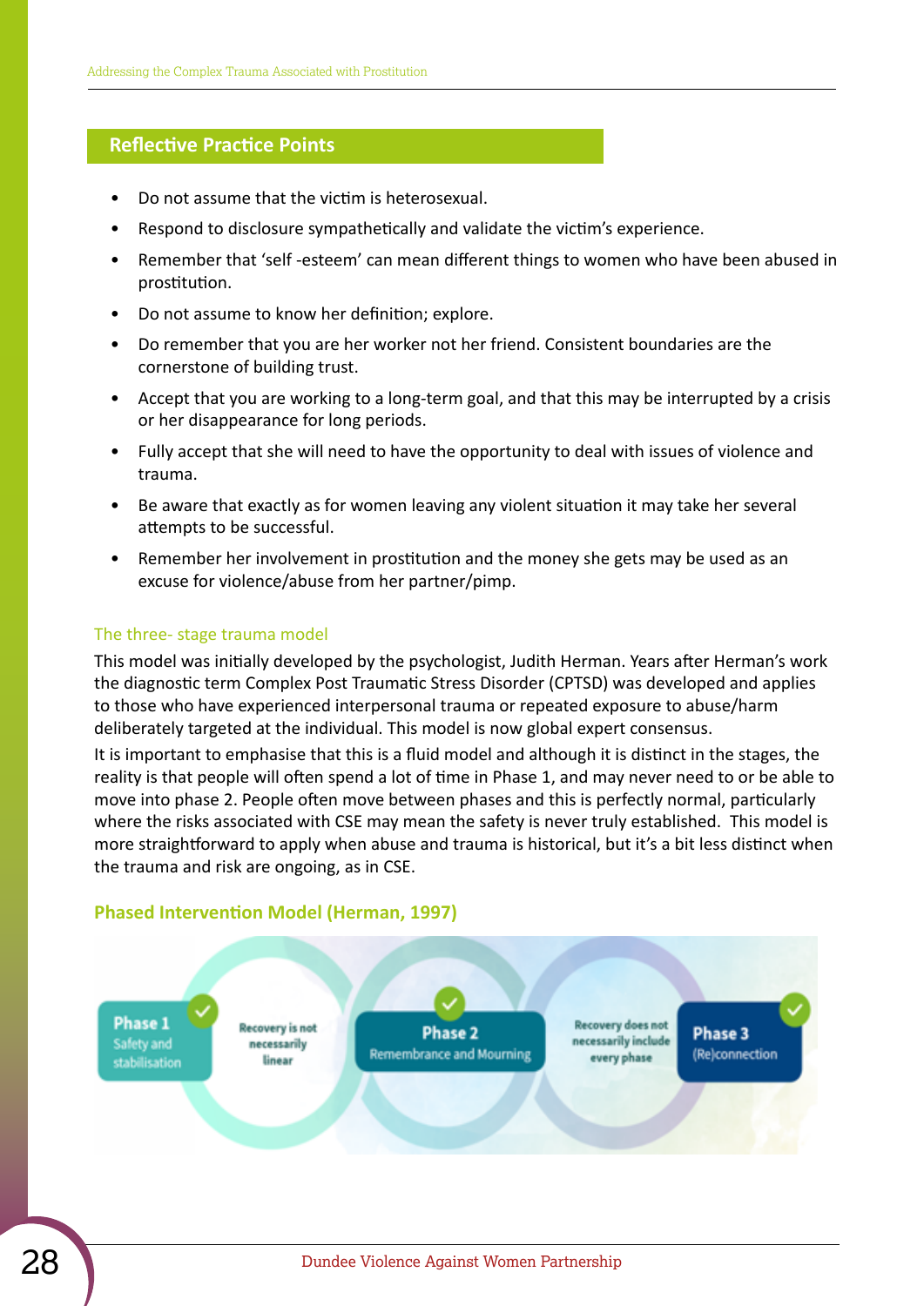## Reflective Practice Points

- Do not assume that the victim is heterosexual.
- Respond to disclosure sympathetically and validate the victim's experience.
- Remember that 'self -esteem' can mean different things to women who have been abused in prostitution.
- Do not assume to know her definition; explore.
- Do remember that you are her worker not her friend. Consistent boundaries are the cornerstone of building trust.
- Accept that you are working to a long-term goal, and that this may be interrupted by a crisis or her disappearance for long periods.
- Fully accept that she will need to have the opportunity to deal with issues of violence and trauma.
- Be aware that exactly as for women leaving any violent situation it may take her several attempts to be successful.
- Remember her involvement in prostitution and the money she gets may be used as an excuse for violence/abuse from her partner/pimp.

### The three- stage trauma model

This model was initially developed by the psychologist, Judith Herman. Years after Herman's work the diagnostic term Complex Post Traumatic Stress Disorder (CPTSD) was developed and applies to those who have experienced interpersonal trauma or repeated exposure to abuse/harm deliberately targeted at the individual. This model is now global expert consensus.

It is important to emphasise that this is a fluid model and although it is distinct in the stages, the reality is that people will often spend a lot of time in Phase 1, and may never need to or be able to move into phase 2. People often move between phases and this is perfectly normal, particularly where the risks associated with CSE may mean the safety is never truly established. This model is more straightforward to apply when abuse and trauma is historical, but it's a bit less distinct when the trauma and risk are ongoing, as in CSE.

### Phased Intervention Model (Herman, 1997)

**Phase 1** Safety and stabilisation — Recovery is not necessarily linear — **Phase 2** Remembrance and Mourning — Recovery does not necessarily include every phase — **Phase 3** (Re)connection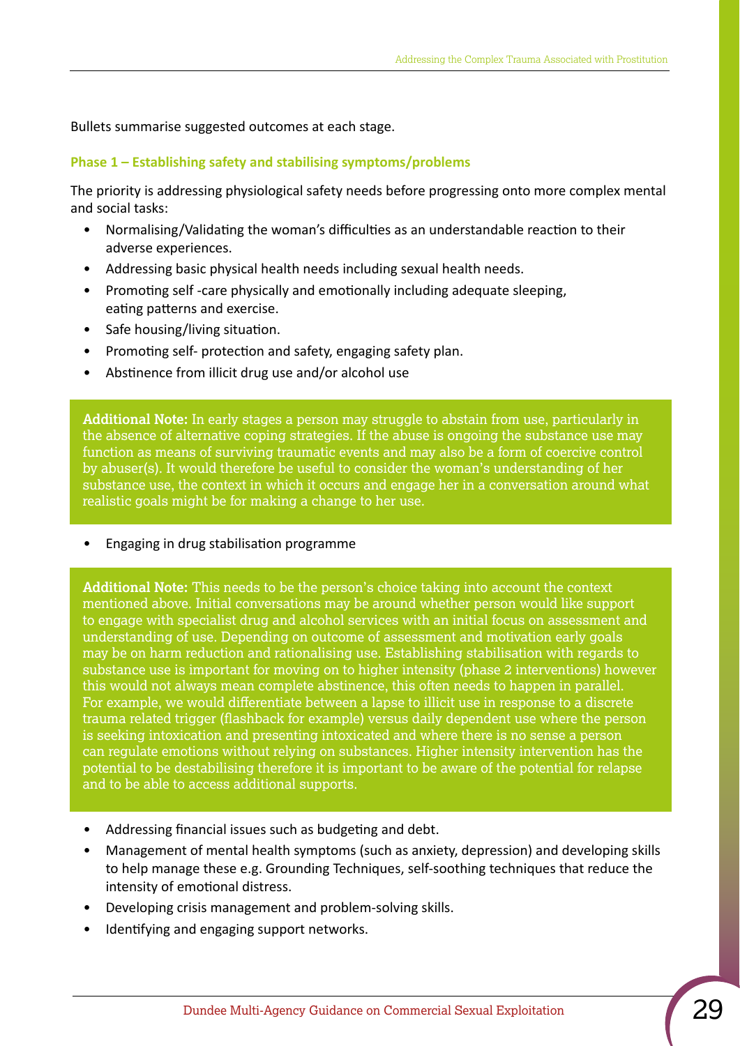Bullets summarise suggested outcomes at each stage.

### Phase 1 – Establishing safety and stabilising symptoms/problems

The priority is addressing physiological safety needs before progressing onto more complex mental and social tasks:

- Normalising/Validating the woman's difficulties as an understandable reaction to their adverse experiences.
- Addressing basic physical health needs including sexual health needs.
- Promoting self -care physically and emotionally including adequate sleeping, eating patterns and exercise.
- Safe housing/living situation.
- Promoting self- protection and safety, engaging safety plan.
- Abstinence from illicit drug use and/or alcohol use

> **Additional Note:** In early stages a person may struggle to abstain from use, particularly in the absence of alternative coping strategies. If the abuse is ongoing the substance use may function as means of surviving traumatic events and may also be a form of coercive control by abuser(s). It would therefore be useful to consider the woman's understanding of her substance use, the context in which it occurs and engage her in a conversation around what realistic goals might be for making a change to her use.

- Engaging in drug stabilisation programme

> **Additional Note:** This needs to be the person's choice taking into account the context mentioned above. Initial conversations may be around whether person would like support to engage with specialist drug and alcohol services with an initial focus on assessment and understanding of use. Depending on outcome of assessment and motivation early goals may be on harm reduction and rationalising use. Establishing stabilisation with regards to substance use is important for moving on to higher intensity (phase 2 interventions) however this would not always mean complete abstinence, this often needs to happen in parallel. For example, we would differentiate between a lapse to illicit use in response to a discrete trauma related trigger (flashback for example) versus daily dependent use where the person is seeking intoxication and presenting intoxicated and where there is no sense a person can regulate emotions without relying on substances. Higher intensity intervention has the potential to be destabilising therefore it is important to be aware of the potential for relapse and to be able to access additional supports.

- Addressing financial issues such as budgeting and debt.
- Management of mental health symptoms (such as anxiety, depression) and developing skills to help manage these e.g. Grounding Techniques, self-soothing techniques that reduce the intensity of emotional distress.
- Developing crisis management and problem-solving skills.
- Identifying and engaging support networks.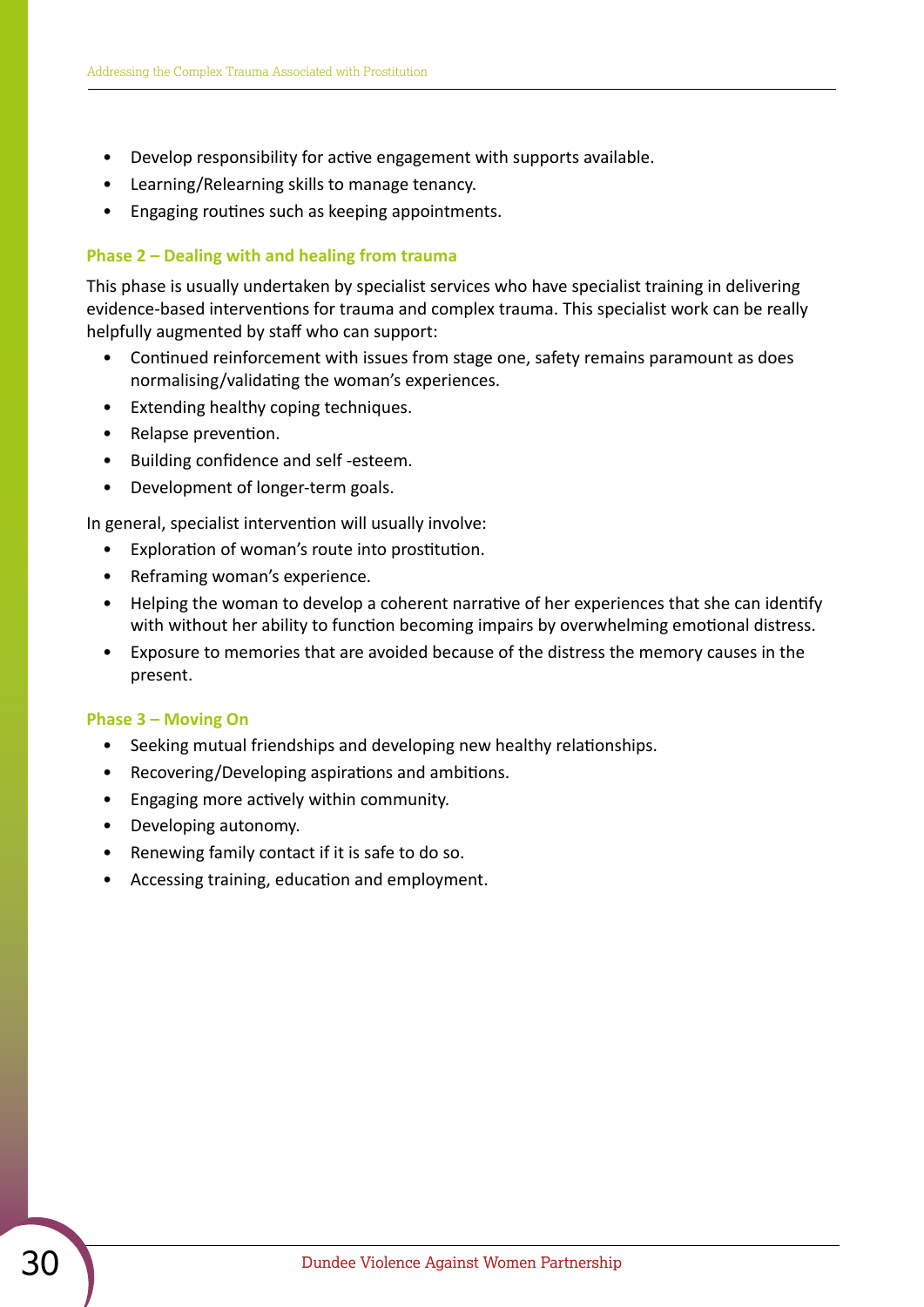- Develop responsibility for active engagement with supports available.
- Learning/Relearning skills to manage tenancy.
- Engaging routines such as keeping appointments.

### Phase 2 – Dealing with and healing from trauma

This phase is usually undertaken by specialist services who have specialist training in delivering evidence-based interventions for trauma and complex trauma. This specialist work can be really helpfully augmented by staff who can support:

- Continued reinforcement with issues from stage one, safety remains paramount as does normalising/validating the woman's experiences.
- Extending healthy coping techniques.
- Relapse prevention.
- Building confidence and self -esteem.
- Development of longer-term goals.

In general, specialist intervention will usually involve:

- Exploration of woman's route into prostitution.
- Reframing woman's experience.
- Helping the woman to develop a coherent narrative of her experiences that she can identify with without her ability to function becoming impairs by overwhelming emotional distress.
- Exposure to memories that are avoided because of the distress the memory causes in the present.

### Phase 3 – Moving On

- Seeking mutual friendships and developing new healthy relationships.
- Recovering/Developing aspirations and ambitions.
- Engaging more actively within community.
- Developing autonomy.
- Renewing family contact if it is safe to do so.
- Accessing training, education and employment.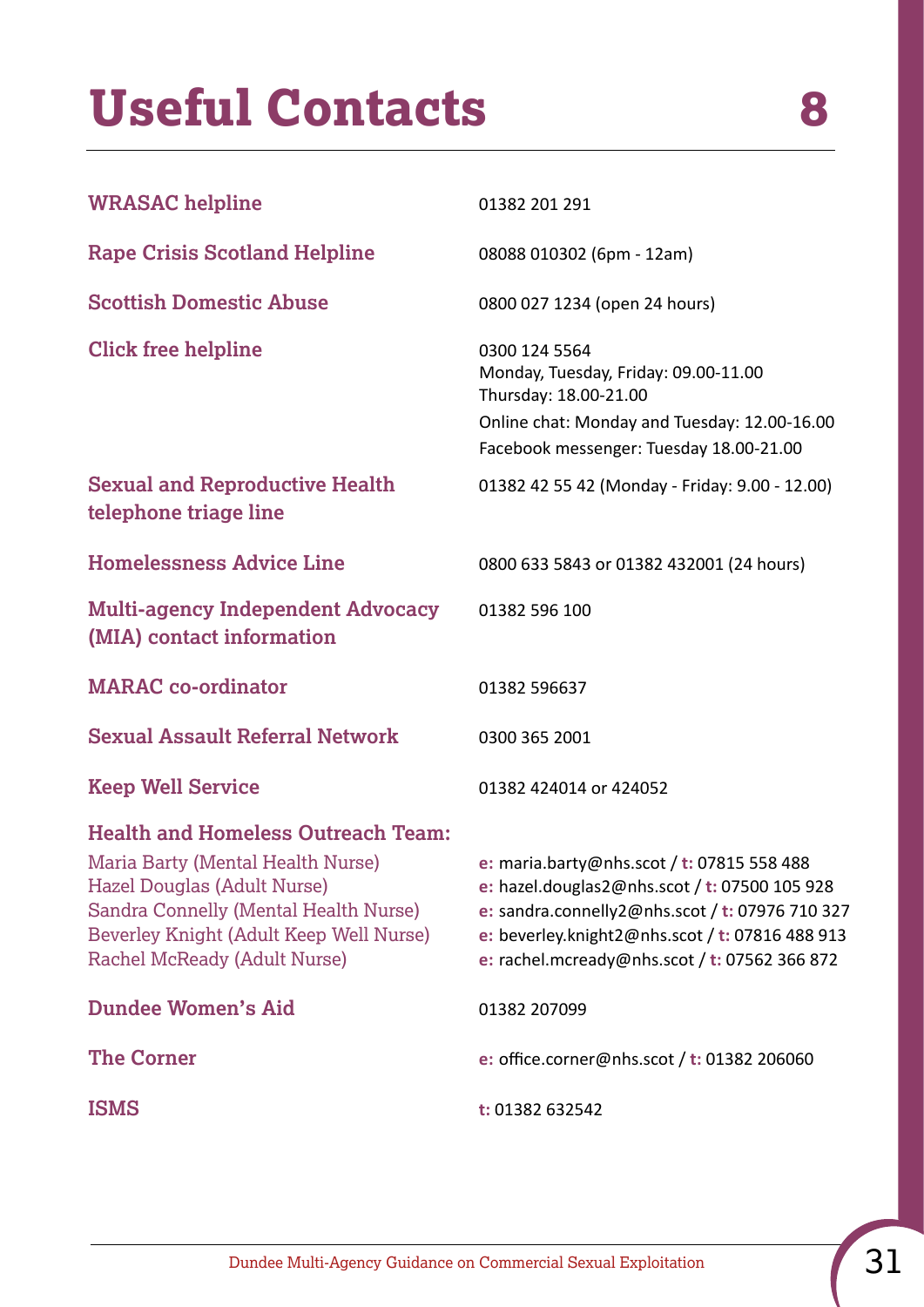# Useful Contacts 8

| | |
|---|---|
| **WRASAC helpline** | 01382 201 291 |
| **Rape Crisis Scotland Helpline** | 08088 010302 (6pm - 12am) |
| **Scottish Domestic Abuse** | 0800 027 1234 (open 24 hours) |
| **Click free helpline** | 0300 124 5564<br>Monday, Tuesday, Friday: 09.00-11.00<br>Thursday: 18.00-21.00<br>Online chat: Monday and Tuesday: 12.00-16.00<br>Facebook messenger: Tuesday 18.00-21.00 |
| **Sexual and Reproductive Health telephone triage line** | 01382 42 55 42 (Monday - Friday: 9.00 - 12.00) |
| **Homelessness Advice Line** | 0800 633 5843 or 01382 432001 (24 hours) |
| **Multi-agency Independent Advocacy (MIA) contact information** | 01382 596 100 |
| **MARAC co-ordinator** | 01382 596637 |
| **Sexual Assault Referral Network** | 0300 365 2001 |
| **Keep Well Service** | 01382 424014 or 424052 |
| **Health and Homeless Outreach Team:** | |
| Maria Barty (Mental Health Nurse) | **e:** maria.barty@nhs.scot / **t:** 07815 558 488 |
| Hazel Douglas (Adult Nurse) | **e:** hazel.douglas2@nhs.scot / **t:** 07500 105 928 |
| Sandra Connelly (Mental Health Nurse) | **e:** sandra.connelly2@nhs.scot / **t:** 07976 710 327 |
| Beverley Knight (Adult Keep Well Nurse) | **e:** beverley.knight2@nhs.scot / **t:** 07816 488 913 |
| Rachel McReady (Adult Nurse) | **e:** rachel.mcready@nhs.scot / **t:** 07562 366 872 |
| **Dundee Women's Aid** | 01382 207099 |
| **The Corner** | **e:** office.corner@nhs.scot / **t:** 01382 206060 |
| **ISMS** | **t:** 01382 632542 |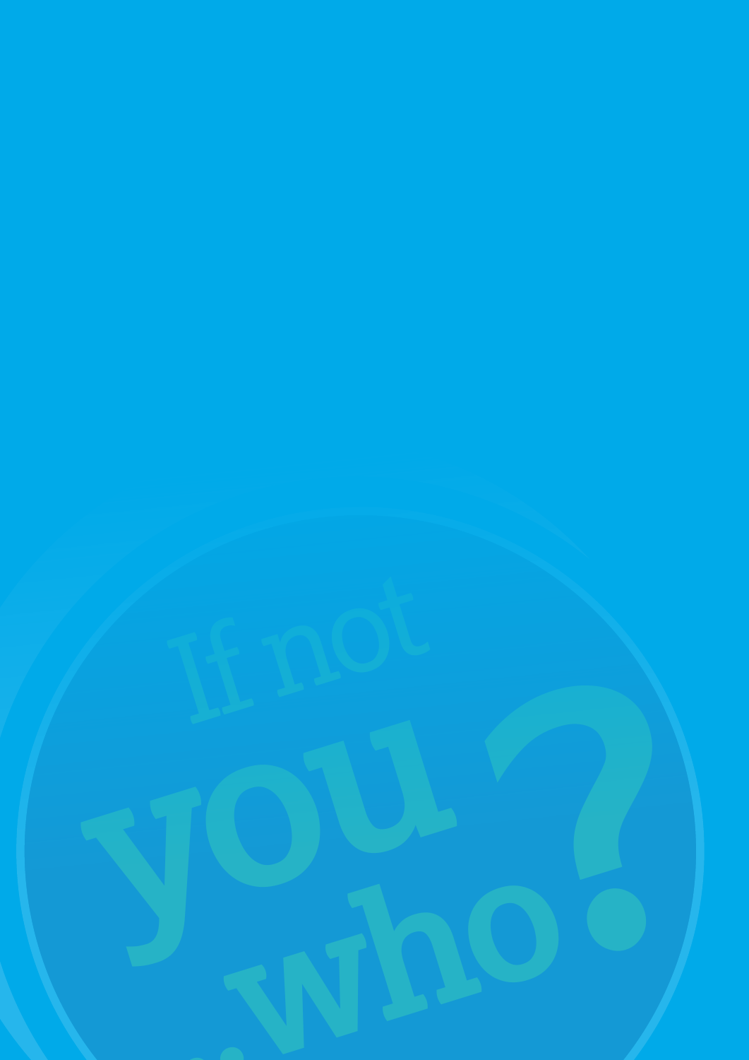If not

you

who?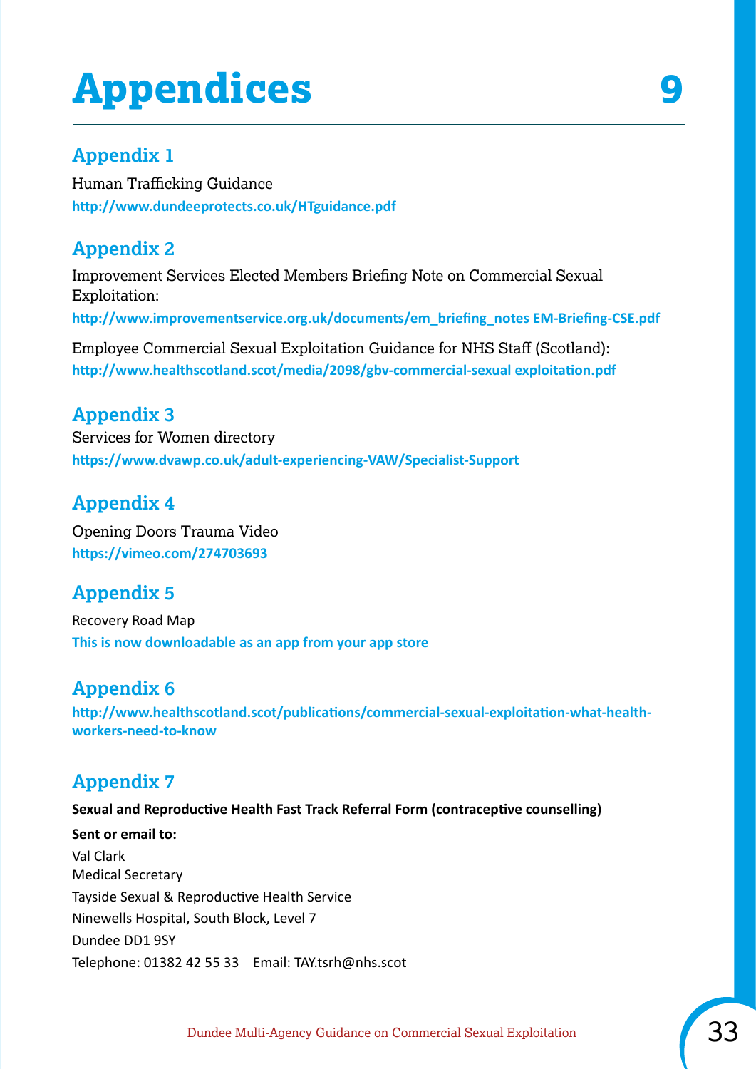# Appendices 9

## Appendix 1

Human Trafficking Guidance

**http://www.dundeeprotects.co.uk/HTguidance.pdf**

## Appendix 2

Improvement Services Elected Members Briefing Note on Commercial Sexual Exploitation:

**http://www.improvementservice.org.uk/documents/em_briefing_notes EM-Briefing-CSE.pdf**

Employee Commercial Sexual Exploitation Guidance for NHS Staff (Scotland):

**http://www.healthscotland.scot/media/2098/gbv-commercial-sexual exploitation.pdf**

## Appendix 3

Services for Women directory

**https://www.dvawp.co.uk/adult-experiencing-VAW/Specialist-Support**

## Appendix 4

Opening Doors Trauma Video

**https://vimeo.com/274703693**

## Appendix 5

Recovery Road Map

**This is now downloadable as an app from your app store**

## Appendix 6

**http://www.healthscotland.scot/publications/commercial-sexual-exploitation-what-health-workers-need-to-know**

## Appendix 7

**Sexual and Reproductive Health Fast Track Referral Form (contraceptive counselling)**

**Sent or email to:**

Val Clark
Medical Secretary
Tayside Sexual & Reproductive Health Service
Ninewells Hospital, South Block, Level 7
Dundee DD1 9SY
Telephone: 01382 42 55 33 Email: TAY.tsrh@nhs.scot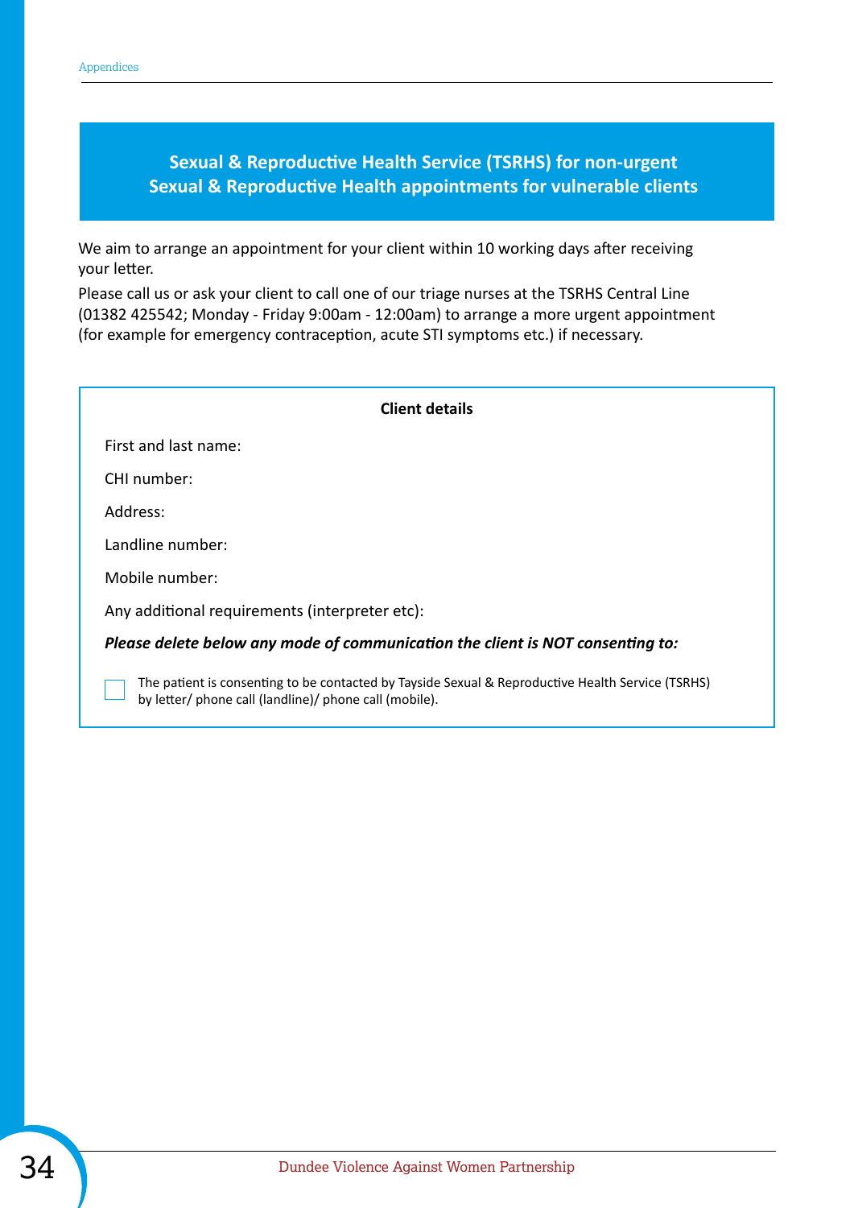## Sexual & Reproductive Health Service (TSRHS) for non-urgent Sexual & Reproductive Health appointments for vulnerable clients

We aim to arrange an appointment for your client within 10 working days after receiving your letter.

Please call us or ask your client to call one of our triage nurses at the TSRHS Central Line (01382 425542; Monday - Friday 9:00am - 12:00am) to arrange a more urgent appointment (for example for emergency contraception, acute STI symptoms etc.) if necessary.

**Client details**

First and last name:

CHI number:

Address:

Landline number:

Mobile number:

Any additional requirements (interpreter etc):

***Please delete below any mode of communication the client is NOT consenting to:***

☐ The patient is consenting to be contacted by Tayside Sexual & Reproductive Health Service (TSRHS) by letter/ phone call (landline)/ phone call (mobile).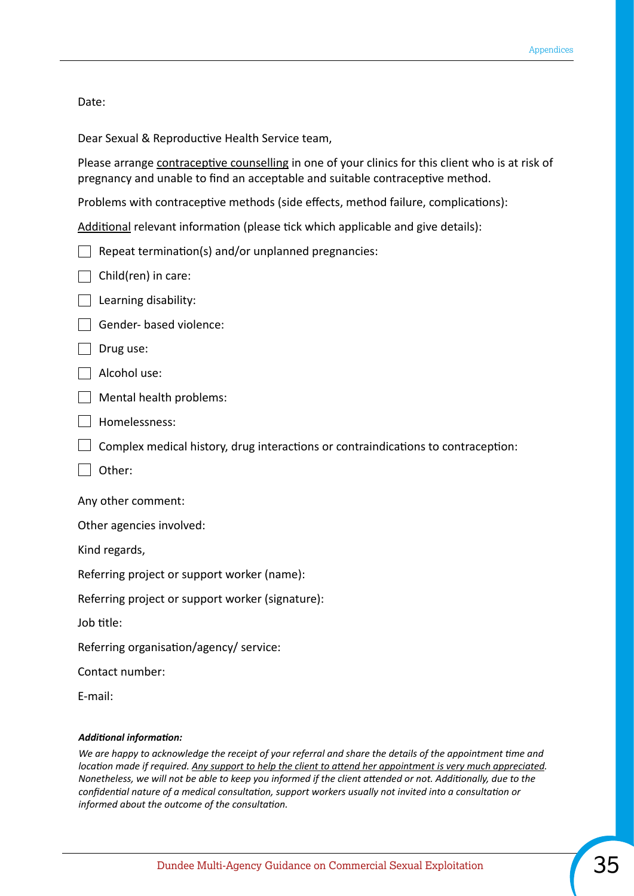Date:

Dear Sexual & Reproductive Health Service team,

Please arrange contraceptive counselling in one of your clinics for this client who is at risk of pregnancy and unable to find an acceptable and suitable contraceptive method.

Problems with contraceptive methods (side effects, method failure, complications):

Additional relevant information (please tick which applicable and give details):

- ☐ Repeat termination(s) and/or unplanned pregnancies:
- ☐ Child(ren) in care:
- ☐ Learning disability:
- ☐ Gender- based violence:
- ☐ Drug use:
- ☐ Alcohol use:
- ☐ Mental health problems:
- ☐ Homelessness:
- ☐ Complex medical history, drug interactions or contraindications to contraception:
- ☐ Other:

Any other comment:

Other agencies involved:

Kind regards,

Referring project or support worker (name):

Referring project or support worker (signature):

Job title:

Referring organisation/agency/ service:

Contact number:

E-mail:

***Additional information:***

*We are happy to acknowledge the receipt of your referral and share the details of the appointment time and location made if required. Any support to help the client to attend her appointment is very much appreciated. Nonetheless, we will not be able to keep you informed if the client attended or not. Additionally, due to the confidential nature of a medical consultation, support workers usually not invited into a consultation or informed about the outcome of the consultation.*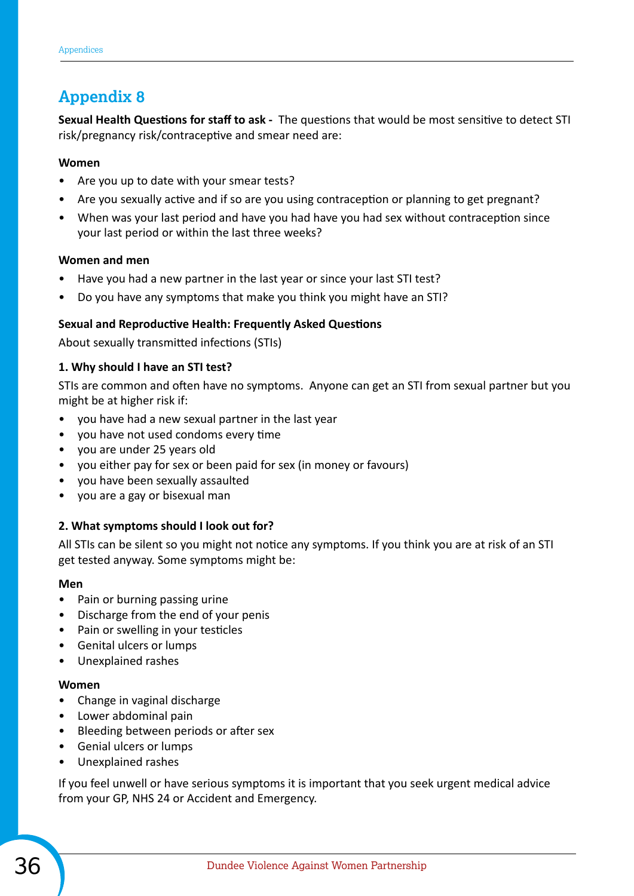# Appendix 8

**Sexual Health Questions for staff to ask -** The questions that would be most sensitive to detect STI risk/pregnancy risk/contraceptive and smear need are:

**Women**

- Are you up to date with your smear tests?
- Are you sexually active and if so are you using contraception or planning to get pregnant?
- When was your last period and have you had have you had sex without contraception since your last period or within the last three weeks?

**Women and men**

- Have you had a new partner in the last year or since your last STI test?
- Do you have any symptoms that make you think you might have an STI?

**Sexual and Reproductive Health: Frequently Asked Questions**

About sexually transmitted infections (STIs)

**1. Why should I have an STI test?**

STIs are common and often have no symptoms. Anyone can get an STI from sexual partner but you might be at higher risk if:

- you have had a new sexual partner in the last year
- you have not used condoms every time
- you are under 25 years old
- you either pay for sex or been paid for sex (in money or favours)
- you have been sexually assaulted
- you are a gay or bisexual man

**2. What symptoms should I look out for?**

All STIs can be silent so you might not notice any symptoms. If you think you are at risk of an STI get tested anyway. Some symptoms might be:

**Men**

- Pain or burning passing urine
- Discharge from the end of your penis
- Pain or swelling in your testicles
- Genital ulcers or lumps
- Unexplained rashes

**Women**

- Change in vaginal discharge
- Lower abdominal pain
- Bleeding between periods or after sex
- Genial ulcers or lumps
- Unexplained rashes

If you feel unwell or have serious symptoms it is important that you seek urgent medical advice from your GP, NHS 24 or Accident and Emergency.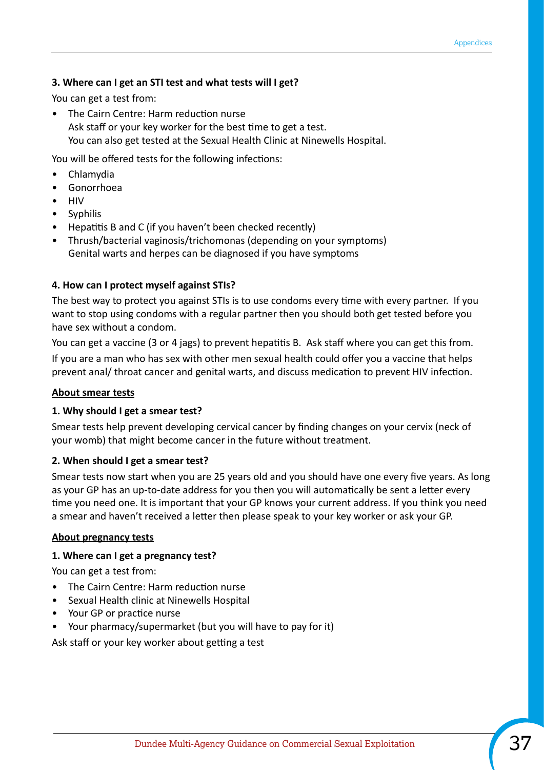**3. Where can I get an STI test and what tests will I get?**

You can get a test from:

- The Cairn Centre: Harm reduction nurse
  Ask staff or your key worker for the best time to get a test.
  You can also get tested at the Sexual Health Clinic at Ninewells Hospital.

You will be offered tests for the following infections:

- Chlamydia
- Gonorrhoea
- HIV
- Syphilis
- Hepatitis B and C (if you haven't been checked recently)
- Thrush/bacterial vaginosis/trichomonas (depending on your symptoms)
  Genital warts and herpes can be diagnosed if you have symptoms

**4. How can I protect myself against STIs?**

The best way to protect you against STIs is to use condoms every time with every partner. If you want to stop using condoms with a regular partner then you should both get tested before you have sex without a condom.

You can get a vaccine (3 or 4 jags) to prevent hepatitis B. Ask staff where you can get this from.

If you are a man who has sex with other men sexual health could offer you a vaccine that helps prevent anal/ throat cancer and genital warts, and discuss medication to prevent HIV infection.

## About smear tests

**1. Why should I get a smear test?**

Smear tests help prevent developing cervical cancer by finding changes on your cervix (neck of your womb) that might become cancer in the future without treatment.

**2. When should I get a smear test?**

Smear tests now start when you are 25 years old and you should have one every five years. As long as your GP has an up-to-date address for you then you will automatically be sent a letter every time you need one. It is important that your GP knows your current address. If you think you need a smear and haven't received a letter then please speak to your key worker or ask your GP.

## About pregnancy tests

**1. Where can I get a pregnancy test?**

You can get a test from:

- The Cairn Centre: Harm reduction nurse
- Sexual Health clinic at Ninewells Hospital
- Your GP or practice nurse
- Your pharmacy/supermarket (but you will have to pay for it)

Ask staff or your key worker about getting a test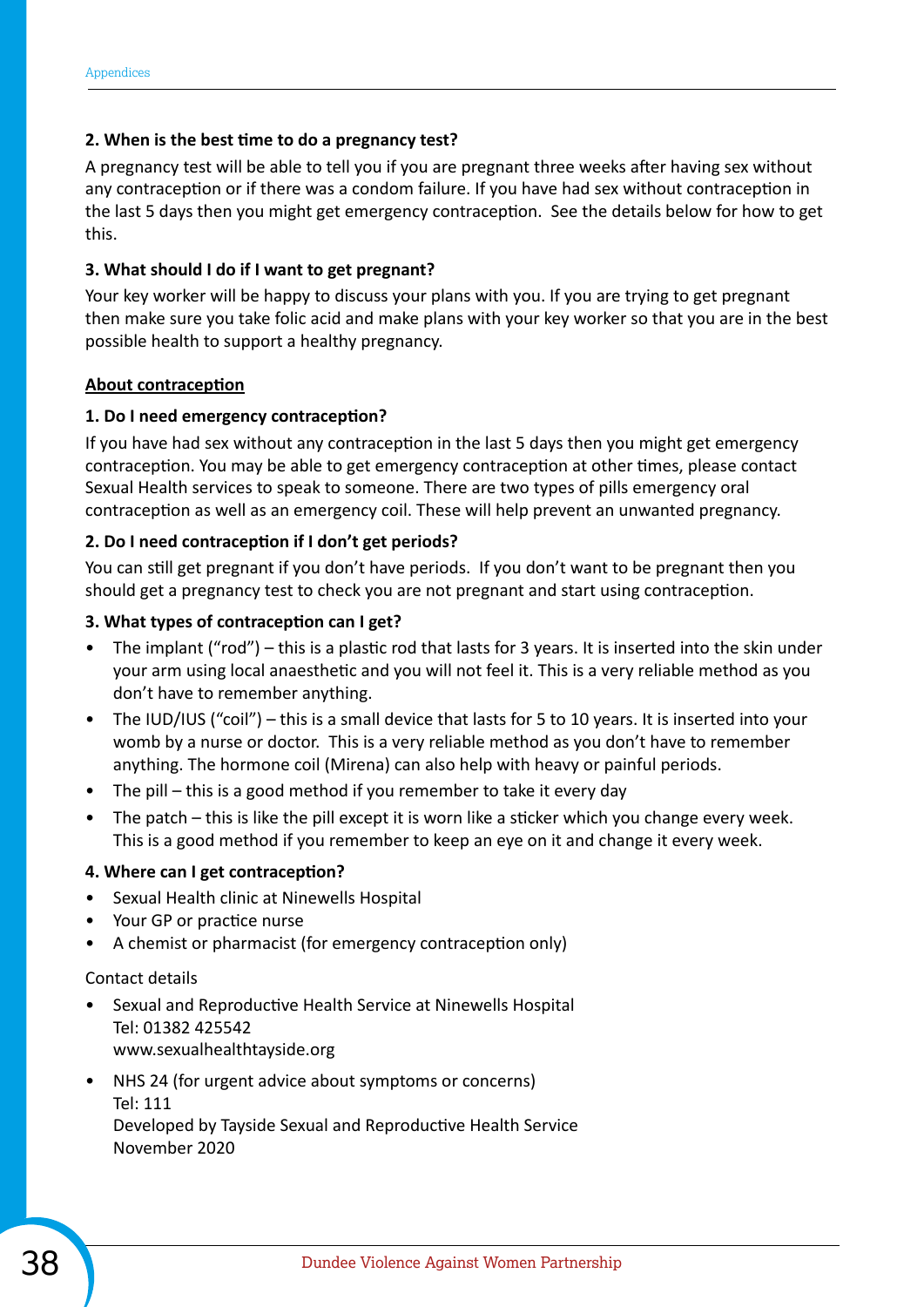**2. When is the best time to do a pregnancy test?**

A pregnancy test will be able to tell you if you are pregnant three weeks after having sex without any contraception or if there was a condom failure. If you have had sex without contraception in the last 5 days then you might get emergency contraception. See the details below for how to get this.

**3. What should I do if I want to get pregnant?**

Your key worker will be happy to discuss your plans with you. If you are trying to get pregnant then make sure you take folic acid and make plans with your key worker so that you are in the best possible health to support a healthy pregnancy.

**About contraception**

**1. Do I need emergency contraception?**

If you have had sex without any contraception in the last 5 days then you might get emergency contraception. You may be able to get emergency contraception at other times, please contact Sexual Health services to speak to someone. There are two types of pills emergency oral contraception as well as an emergency coil. These will help prevent an unwanted pregnancy.

**2. Do I need contraception if I don't get periods?**

You can still get pregnant if you don't have periods. If you don't want to be pregnant then you should get a pregnancy test to check you are not pregnant and start using contraception.

**3. What types of contraception can I get?**

- The implant ("rod") – this is a plastic rod that lasts for 3 years. It is inserted into the skin under your arm using local anaesthetic and you will not feel it. This is a very reliable method as you don't have to remember anything.
- The IUD/IUS ("coil") – this is a small device that lasts for 5 to 10 years. It is inserted into your womb by a nurse or doctor. This is a very reliable method as you don't have to remember anything. The hormone coil (Mirena) can also help with heavy or painful periods.
- The pill – this is a good method if you remember to take it every day
- The patch – this is like the pill except it is worn like a sticker which you change every week. This is a good method if you remember to keep an eye on it and change it every week.

**4. Where can I get contraception?**

- Sexual Health clinic at Ninewells Hospital
- Your GP or practice nurse
- A chemist or pharmacist (for emergency contraception only)

Contact details

- Sexual and Reproductive Health Service at Ninewells Hospital
  Tel: 01382 425542
  www.sexualhealthtayside.org
- NHS 24 (for urgent advice about symptoms or concerns)
  Tel: 111
  Developed by Tayside Sexual and Reproductive Health Service
  November 2020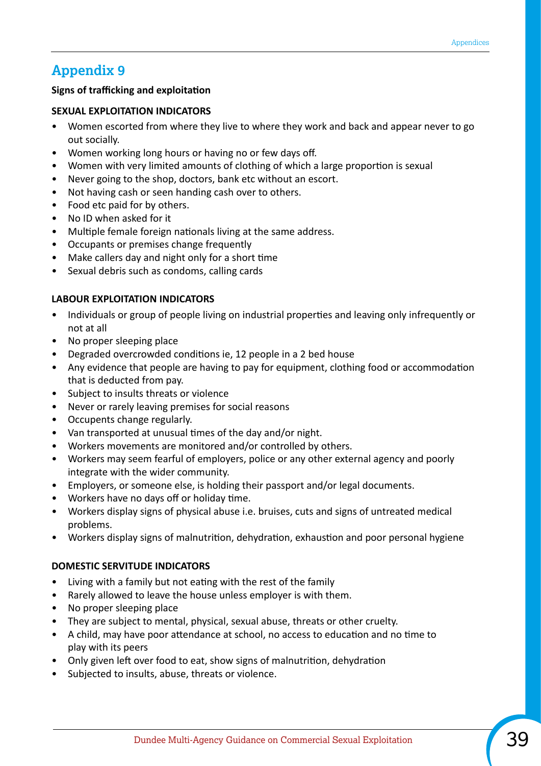# Appendix 9

**Signs of trafficking and exploitation**

**SEXUAL EXPLOITATION INDICATORS**

- Women escorted from where they live to where they work and back and appear never to go out socially.
- Women working long hours or having no or few days off.
- Women with very limited amounts of clothing of which a large proportion is sexual
- Never going to the shop, doctors, bank etc without an escort.
- Not having cash or seen handing cash over to others.
- Food etc paid for by others.
- No ID when asked for it
- Multiple female foreign nationals living at the same address.
- Occupants or premises change frequently
- Make callers day and night only for a short time
- Sexual debris such as condoms, calling cards

**LABOUR EXPLOITATION INDICATORS**

- Individuals or group of people living on industrial properties and leaving only infrequently or not at all
- No proper sleeping place
- Degraded overcrowded conditions ie, 12 people in a 2 bed house
- Any evidence that people are having to pay for equipment, clothing food or accommodation that is deducted from pay.
- Subject to insults threats or violence
- Never or rarely leaving premises for social reasons
- Occupents change regularly.
- Van transported at unusual times of the day and/or night.
- Workers movements are monitored and/or controlled by others.
- Workers may seem fearful of employers, police or any other external agency and poorly integrate with the wider community.
- Employers, or someone else, is holding their passport and/or legal documents.
- Workers have no days off or holiday time.
- Workers display signs of physical abuse i.e. bruises, cuts and signs of untreated medical problems.
- Workers display signs of malnutrition, dehydration, exhaustion and poor personal hygiene

**DOMESTIC SERVITUDE INDICATORS**

- Living with a family but not eating with the rest of the family
- Rarely allowed to leave the house unless employer is with them.
- No proper sleeping place
- They are subject to mental, physical, sexual abuse, threats or other cruelty.
- A child, may have poor attendance at school, no access to education and no time to play with its peers
- Only given left over food to eat, show signs of malnutrition, dehydration
- Subjected to insults, abuse, threats or violence.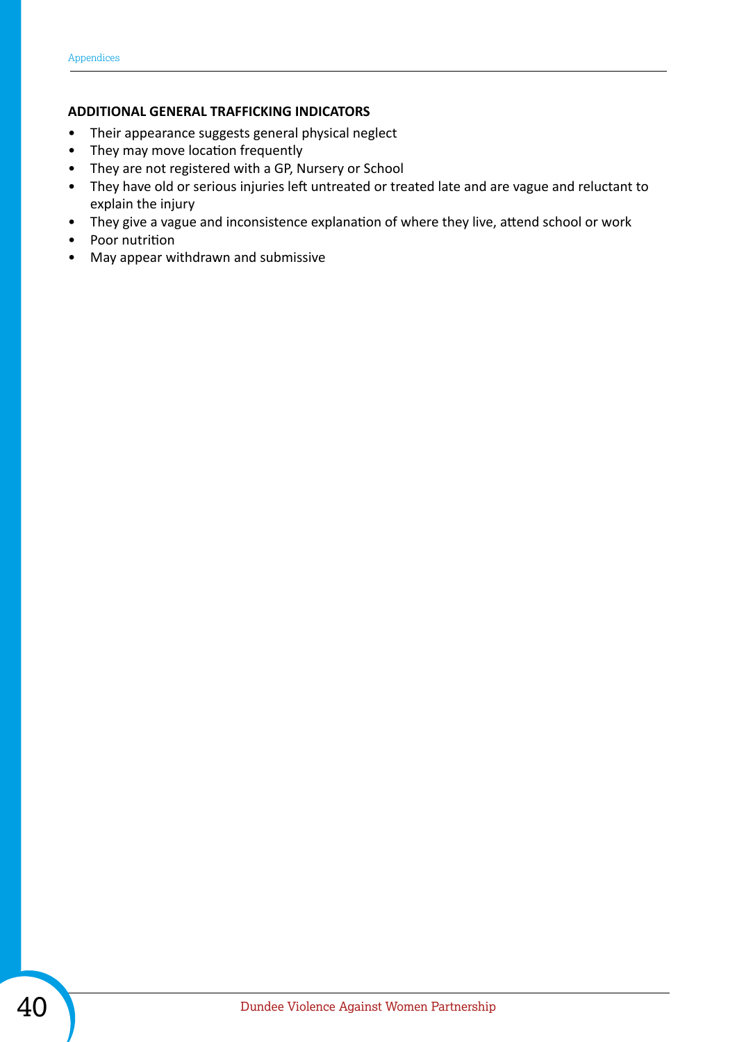**ADDITIONAL GENERAL TRAFFICKING INDICATORS**

- Their appearance suggests general physical neglect
- They may move location frequently
- They are not registered with a GP, Nursery or School
- They have old or serious injuries left untreated or treated late and are vague and reluctant to explain the injury
- They give a vague and inconsistence explanation of where they live, attend school or work
- Poor nutrition
- May appear withdrawn and submissive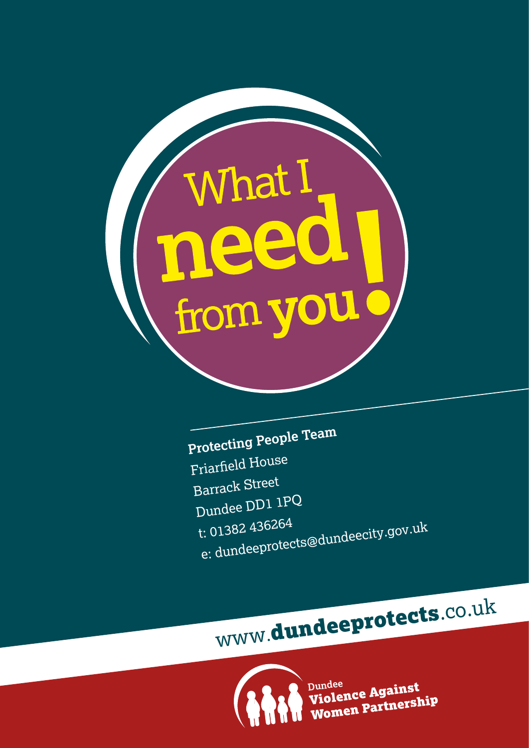# What I **need** from **you**!

**Protecting People Team**

Friarfield House
Barrack Street
Dundee DD1 1PQ
t: 01382 436264
e: dundeeprotects@dundeecity.gov.uk

www.**dundeeprotects**.co.uk

Dundee
**Violence Against Women Partnership**